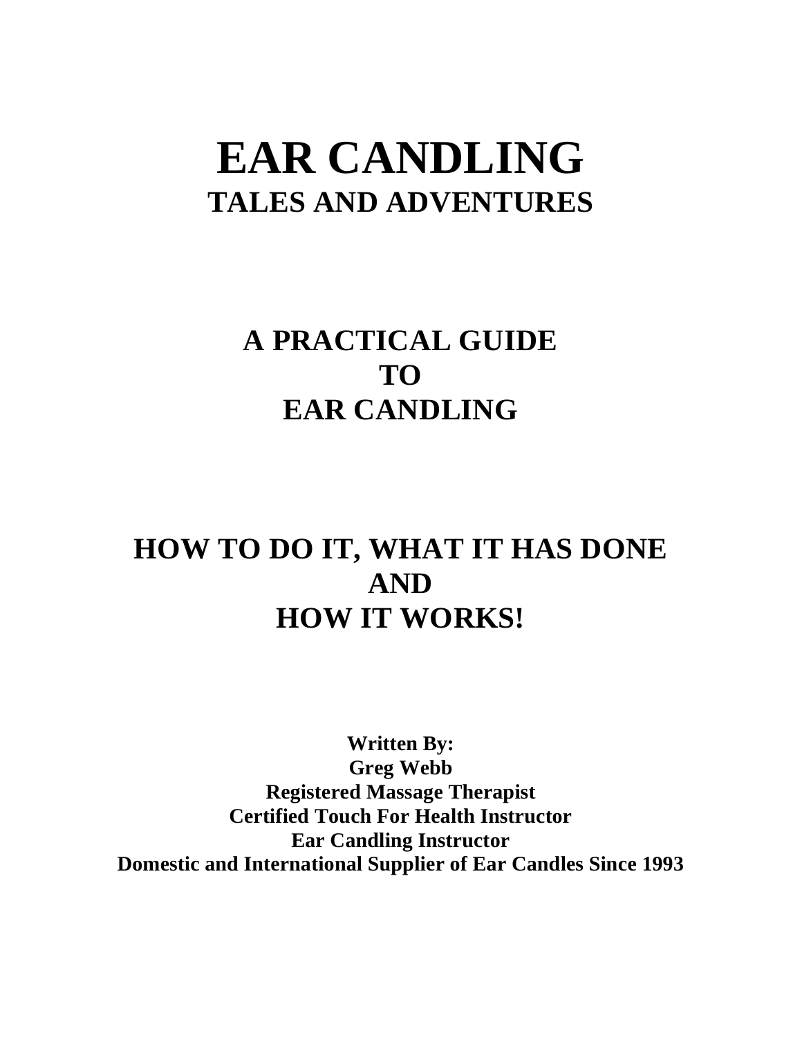# EAR CANDLING

## TALES AND ADVENTURES

## A PRACTICAL GUIDE
## TO
## EAR CANDLING

## HOW TO DO IT, WHAT IT HAS DONE
## AND
## HOW IT WORKS!

**Written By:**
**Greg Webb**
**Registered Massage Therapist**
**Certified Touch For Health Instructor**
**Ear Candling Instructor**
**Domestic and International Supplier of Ear Candles Since 1993**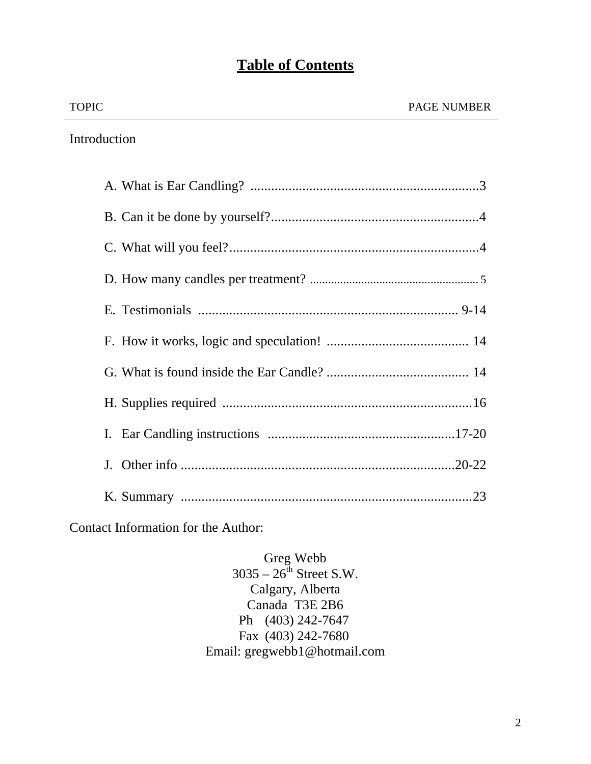# Table of Contents

| TOPIC | PAGE NUMBER |
| --- | --- |
| **Introduction** | |
| A. What is Ear Candling? | 3 |
| B. Can it be done by yourself? | 4 |
| C. What will you feel? | 4 |
| D. How many candles per treatment? | 5 |
| E. Testimonials | 9-14 |
| F. How it works, logic and speculation! | 14 |
| G. What is found inside the Ear Candle? | 14 |
| H. Supplies required | 16 |
| I. Ear Candling instructions | 17-20 |
| J. Other info | 20-22 |
| K. Summary | 23 |

Contact Information for the Author:

Greg Webb
3035 – 26th Street S.W.
Calgary, Alberta
Canada T3E 2B6
Ph (403) 242-7647
Fax (403) 242-7680
Email: gregwebb1@hotmail.com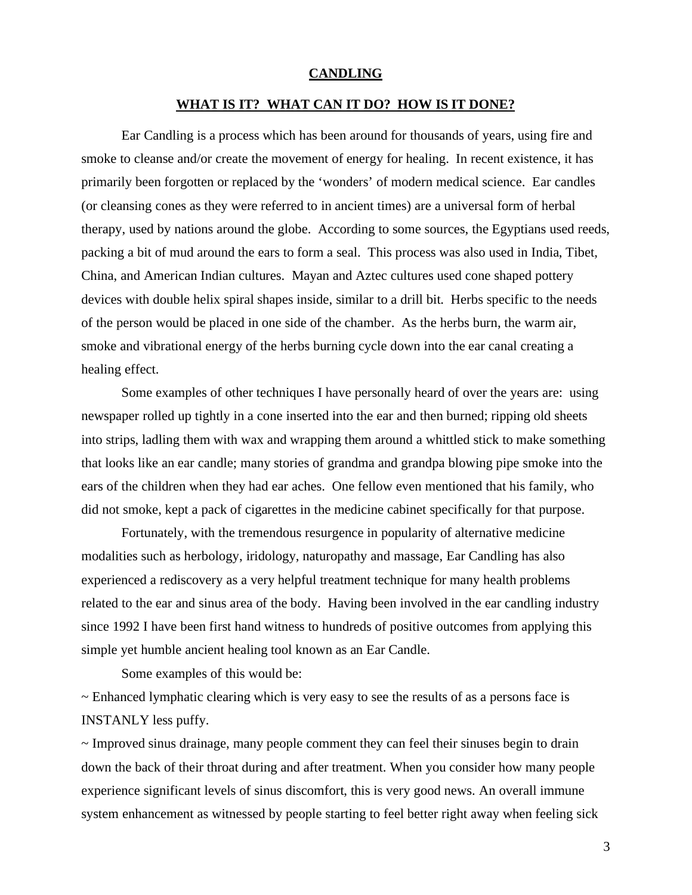**CANDLING**

**WHAT IS IT? WHAT CAN IT DO? HOW IS IT DONE?**

Ear Candling is a process which has been around for thousands of years, using fire and smoke to cleanse and/or create the movement of energy for healing. In recent existence, it has primarily been forgotten or replaced by the 'wonders' of modern medical science. Ear candles (or cleansing cones as they were referred to in ancient times) are a universal form of herbal therapy, used by nations around the globe. According to some sources, the Egyptians used reeds, packing a bit of mud around the ears to form a seal. This process was also used in India, Tibet, China, and American Indian cultures. Mayan and Aztec cultures used cone shaped pottery devices with double helix spiral shapes inside, similar to a drill bit. Herbs specific to the needs of the person would be placed in one side of the chamber. As the herbs burn, the warm air, smoke and vibrational energy of the herbs burning cycle down into the ear canal creating a healing effect.

Some examples of other techniques I have personally heard of over the years are: using newspaper rolled up tightly in a cone inserted into the ear and then burned; ripping old sheets into strips, ladling them with wax and wrapping them around a whittled stick to make something that looks like an ear candle; many stories of grandma and grandpa blowing pipe smoke into the ears of the children when they had ear aches. One fellow even mentioned that his family, who did not smoke, kept a pack of cigarettes in the medicine cabinet specifically for that purpose.

Fortunately, with the tremendous resurgence in popularity of alternative medicine modalities such as herbology, iridology, naturopathy and massage, Ear Candling has also experienced a rediscovery as a very helpful treatment technique for many health problems related to the ear and sinus area of the body. Having been involved in the ear candling industry since 1992 I have been first hand witness to hundreds of positive outcomes from applying this simple yet humble ancient healing tool known as an Ear Candle.

Some examples of this would be:

~ Enhanced lymphatic clearing which is very easy to see the results of as a persons face is INSTANLY less puffy.

~ Improved sinus drainage, many people comment they can feel their sinuses begin to drain down the back of their throat during and after treatment. When you consider how many people experience significant levels of sinus discomfort, this is very good news. An overall immune system enhancement as witnessed by people starting to feel better right away when feeling sick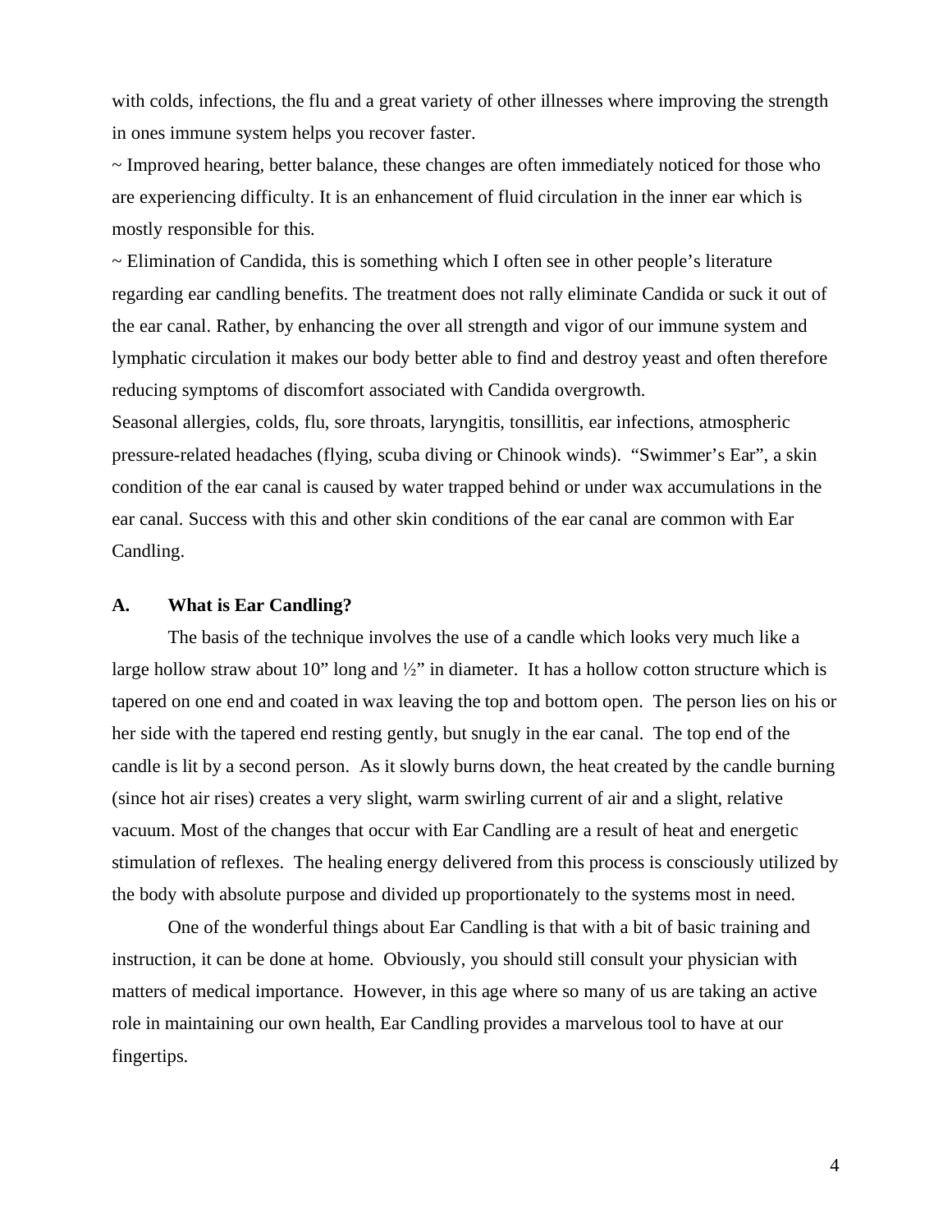with colds, infections, the flu and a great variety of other illnesses where improving the strength in ones immune system helps you recover faster.

~ Improved hearing, better balance, these changes are often immediately noticed for those who are experiencing difficulty. It is an enhancement of fluid circulation in the inner ear which is mostly responsible for this.

~ Elimination of Candida, this is something which I often see in other people's literature regarding ear candling benefits. The treatment does not rally eliminate Candida or suck it out of the ear canal. Rather, by enhancing the over all strength and vigor of our immune system and lymphatic circulation it makes our body better able to find and destroy yeast and often therefore reducing symptoms of discomfort associated with Candida overgrowth.

Seasonal allergies, colds, flu, sore throats, laryngitis, tonsillitis, ear infections, atmospheric pressure-related headaches (flying, scuba diving or Chinook winds). "Swimmer's Ear", a skin condition of the ear canal is caused by water trapped behind or under wax accumulations in the ear canal. Success with this and other skin conditions of the ear canal are common with Ear Candling.

## A. What is Ear Candling?

The basis of the technique involves the use of a candle which looks very much like a large hollow straw about 10" long and ½" in diameter. It has a hollow cotton structure which is tapered on one end and coated in wax leaving the top and bottom open. The person lies on his or her side with the tapered end resting gently, but snugly in the ear canal. The top end of the candle is lit by a second person. As it slowly burns down, the heat created by the candle burning (since hot air rises) creates a very slight, warm swirling current of air and a slight, relative vacuum. Most of the changes that occur with Ear Candling are a result of heat and energetic stimulation of reflexes. The healing energy delivered from this process is consciously utilized by the body with absolute purpose and divided up proportionately to the systems most in need.

One of the wonderful things about Ear Candling is that with a bit of basic training and instruction, it can be done at home. Obviously, you should still consult your physician with matters of medical importance. However, in this age where so many of us are taking an active role in maintaining our own health, Ear Candling provides a marvelous tool to have at our fingertips.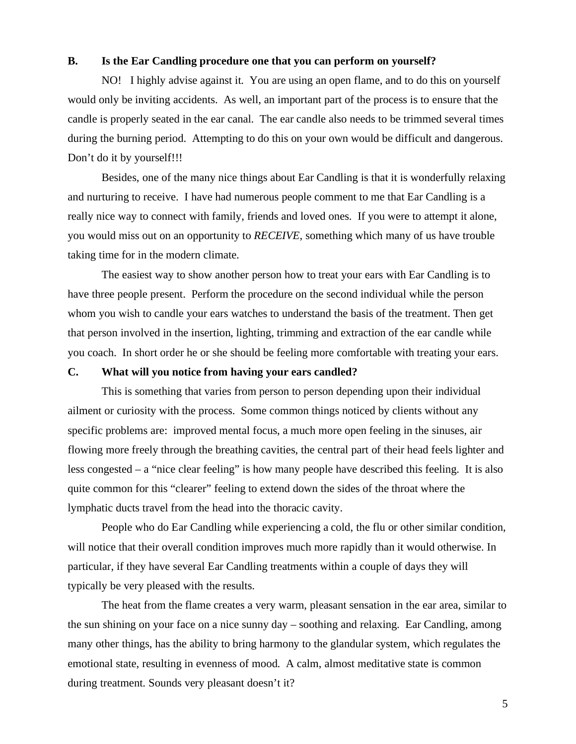**B. Is the Ear Candling procedure one that you can perform on yourself?**

NO! I highly advise against it. You are using an open flame, and to do this on yourself would only be inviting accidents. As well, an important part of the process is to ensure that the candle is properly seated in the ear canal. The ear candle also needs to be trimmed several times during the burning period. Attempting to do this on your own would be difficult and dangerous. Don't do it by yourself!!!

Besides, one of the many nice things about Ear Candling is that it is wonderfully relaxing and nurturing to receive. I have had numerous people comment to me that Ear Candling is a really nice way to connect with family, friends and loved ones. If you were to attempt it alone, you would miss out on an opportunity to *RECEIVE*, something which many of us have trouble taking time for in the modern climate.

The easiest way to show another person how to treat your ears with Ear Candling is to have three people present. Perform the procedure on the second individual while the person whom you wish to candle your ears watches to understand the basis of the treatment. Then get that person involved in the insertion, lighting, trimming and extraction of the ear candle while you coach. In short order he or she should be feeling more comfortable with treating your ears.

**C. What will you notice from having your ears candled?**

This is something that varies from person to person depending upon their individual ailment or curiosity with the process. Some common things noticed by clients without any specific problems are: improved mental focus, a much more open feeling in the sinuses, air flowing more freely through the breathing cavities, the central part of their head feels lighter and less congested – a "nice clear feeling" is how many people have described this feeling. It is also quite common for this "clearer" feeling to extend down the sides of the throat where the lymphatic ducts travel from the head into the thoracic cavity.

People who do Ear Candling while experiencing a cold, the flu or other similar condition, will notice that their overall condition improves much more rapidly than it would otherwise. In particular, if they have several Ear Candling treatments within a couple of days they will typically be very pleased with the results.

The heat from the flame creates a very warm, pleasant sensation in the ear area, similar to the sun shining on your face on a nice sunny day – soothing and relaxing. Ear Candling, among many other things, has the ability to bring harmony to the glandular system, which regulates the emotional state, resulting in evenness of mood. A calm, almost meditative state is common during treatment. Sounds very pleasant doesn't it?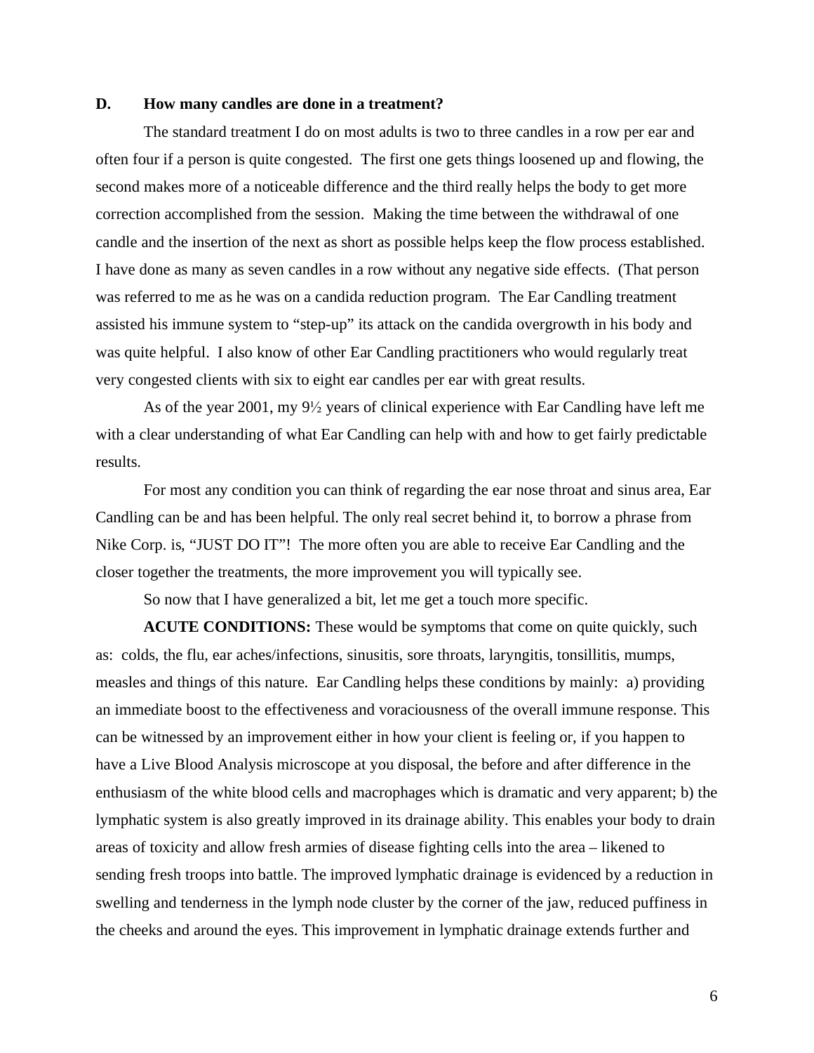**D. How many candles are done in a treatment?**

The standard treatment I do on most adults is two to three candles in a row per ear and often four if a person is quite congested. The first one gets things loosened up and flowing, the second makes more of a noticeable difference and the third really helps the body to get more correction accomplished from the session. Making the time between the withdrawal of one candle and the insertion of the next as short as possible helps keep the flow process established. I have done as many as seven candles in a row without any negative side effects. (That person was referred to me as he was on a candida reduction program. The Ear Candling treatment assisted his immune system to "step-up" its attack on the candida overgrowth in his body and was quite helpful. I also know of other Ear Candling practitioners who would regularly treat very congested clients with six to eight ear candles per ear with great results.

As of the year 2001, my 9½ years of clinical experience with Ear Candling have left me with a clear understanding of what Ear Candling can help with and how to get fairly predictable results.

For most any condition you can think of regarding the ear nose throat and sinus area, Ear Candling can be and has been helpful. The only real secret behind it, to borrow a phrase from Nike Corp. is, "JUST DO IT"! The more often you are able to receive Ear Candling and the closer together the treatments, the more improvement you will typically see.

So now that I have generalized a bit, let me get a touch more specific.

**ACUTE CONDITIONS:** These would be symptoms that come on quite quickly, such as: colds, the flu, ear aches/infections, sinusitis, sore throats, laryngitis, tonsillitis, mumps, measles and things of this nature. Ear Candling helps these conditions by mainly: a) providing an immediate boost to the effectiveness and voraciousness of the overall immune response. This can be witnessed by an improvement either in how your client is feeling or, if you happen to have a Live Blood Analysis microscope at you disposal, the before and after difference in the enthusiasm of the white blood cells and macrophages which is dramatic and very apparent; b) the lymphatic system is also greatly improved in its drainage ability. This enables your body to drain areas of toxicity and allow fresh armies of disease fighting cells into the area – likened to sending fresh troops into battle. The improved lymphatic drainage is evidenced by a reduction in swelling and tenderness in the lymph node cluster by the corner of the jaw, reduced puffiness in the cheeks and around the eyes. This improvement in lymphatic drainage extends further and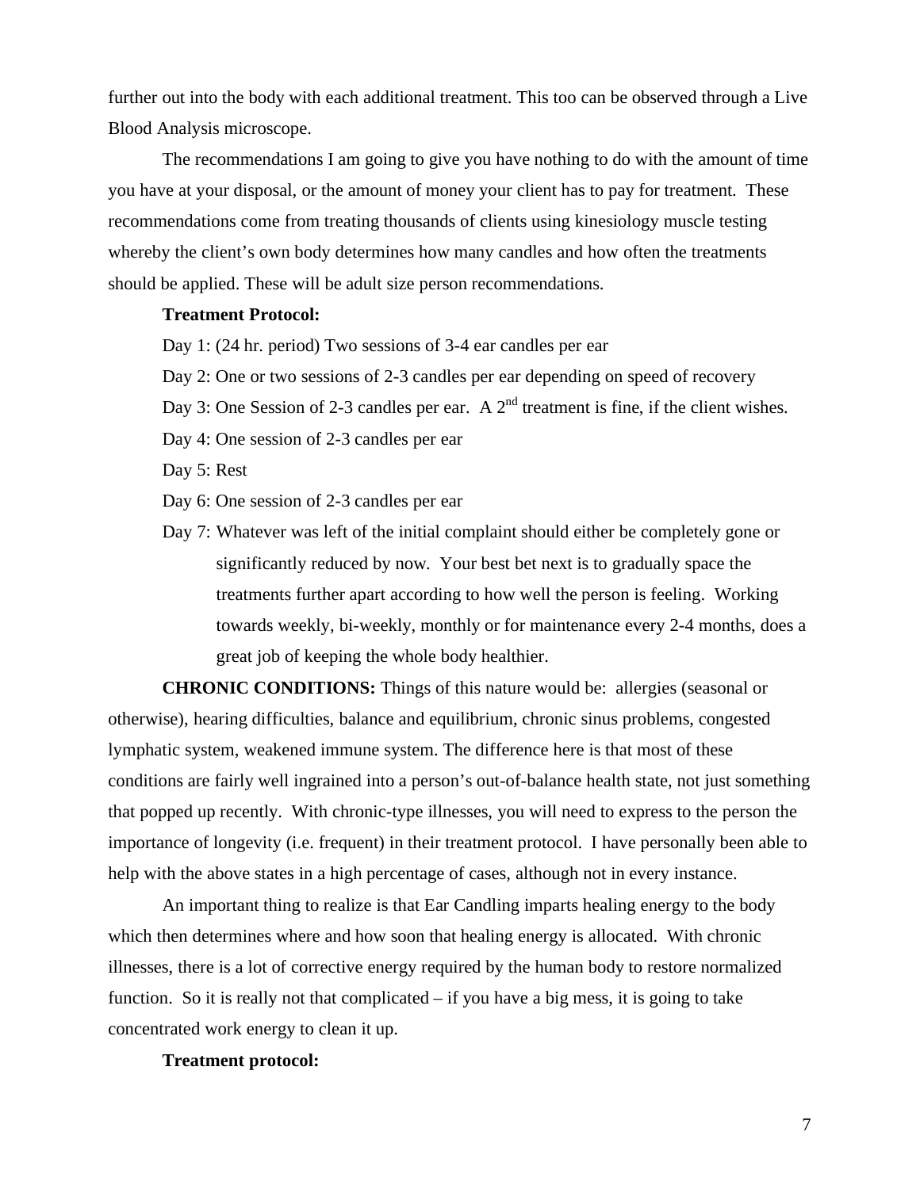further out into the body with each additional treatment. This too can be observed through a Live Blood Analysis microscope.

The recommendations I am going to give you have nothing to do with the amount of time you have at your disposal, or the amount of money your client has to pay for treatment. These recommendations come from treating thousands of clients using kinesiology muscle testing whereby the client's own body determines how many candles and how often the treatments should be applied. These will be adult size person recommendations.

**Treatment Protocol:**

Day 1: (24 hr. period) Two sessions of 3-4 ear candles per ear

Day 2: One or two sessions of 2-3 candles per ear depending on speed of recovery

Day 3: One Session of 2-3 candles per ear. A 2nd treatment is fine, if the client wishes.

Day 4: One session of 2-3 candles per ear

Day 5: Rest

Day 6: One session of 2-3 candles per ear

Day 7: Whatever was left of the initial complaint should either be completely gone or significantly reduced by now. Your best bet next is to gradually space the treatments further apart according to how well the person is feeling. Working towards weekly, bi-weekly, monthly or for maintenance every 2-4 months, does a great job of keeping the whole body healthier.

**CHRONIC CONDITIONS:** Things of this nature would be: allergies (seasonal or otherwise), hearing difficulties, balance and equilibrium, chronic sinus problems, congested lymphatic system, weakened immune system. The difference here is that most of these conditions are fairly well ingrained into a person's out-of-balance health state, not just something that popped up recently. With chronic-type illnesses, you will need to express to the person the importance of longevity (i.e. frequent) in their treatment protocol. I have personally been able to help with the above states in a high percentage of cases, although not in every instance.

An important thing to realize is that Ear Candling imparts healing energy to the body which then determines where and how soon that healing energy is allocated. With chronic illnesses, there is a lot of corrective energy required by the human body to restore normalized function. So it is really not that complicated – if you have a big mess, it is going to take concentrated work energy to clean it up.

**Treatment protocol:**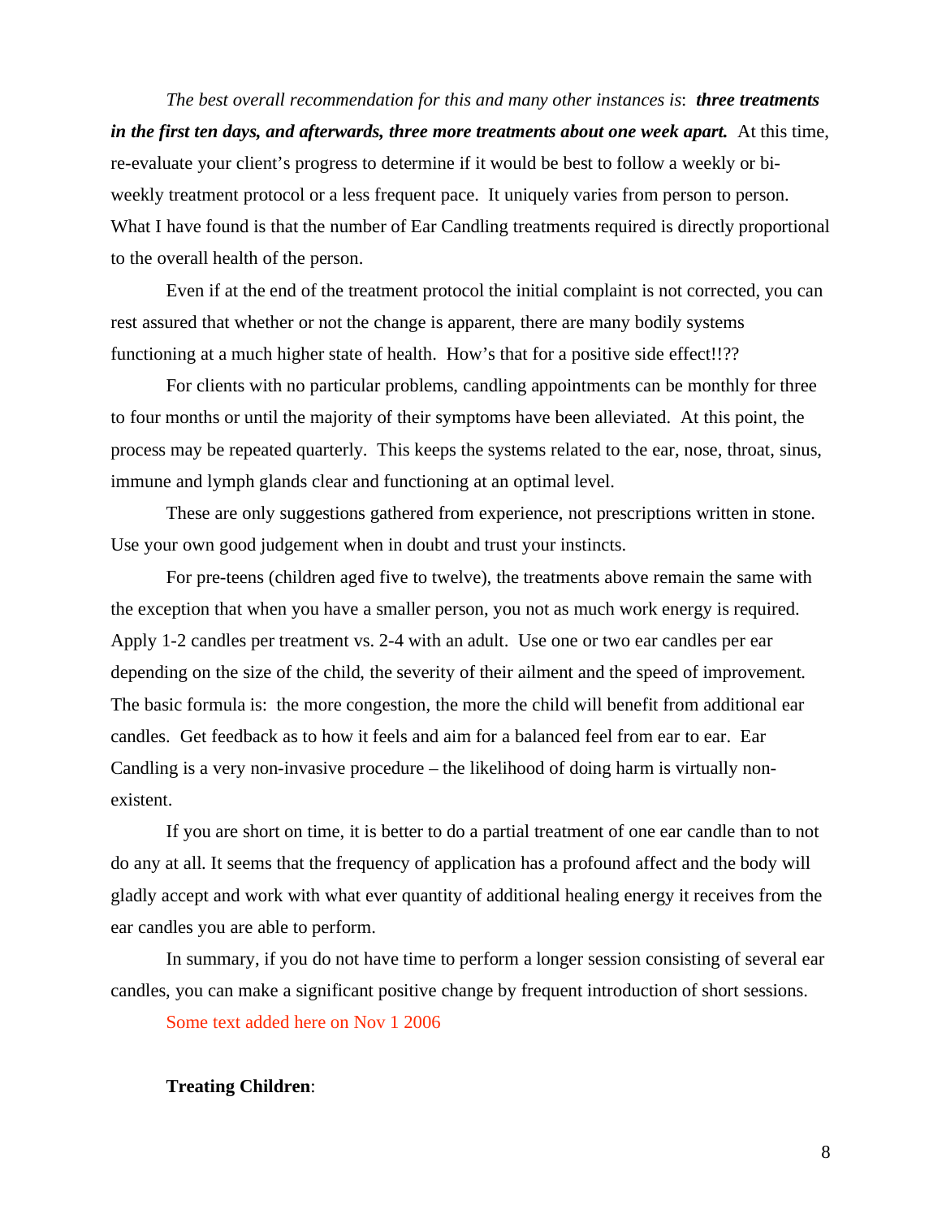*The best overall recommendation for this and many other instances is*: ***three treatments in the first ten days, and afterwards, three more treatments about one week apart.*** At this time, re-evaluate your client's progress to determine if it would be best to follow a weekly or bi-weekly treatment protocol or a less frequent pace. It uniquely varies from person to person. What I have found is that the number of Ear Candling treatments required is directly proportional to the overall health of the person.

Even if at the end of the treatment protocol the initial complaint is not corrected, you can rest assured that whether or not the change is apparent, there are many bodily systems functioning at a much higher state of health. How's that for a positive side effect!!??

For clients with no particular problems, candling appointments can be monthly for three to four months or until the majority of their symptoms have been alleviated. At this point, the process may be repeated quarterly. This keeps the systems related to the ear, nose, throat, sinus, immune and lymph glands clear and functioning at an optimal level.

These are only suggestions gathered from experience, not prescriptions written in stone. Use your own good judgement when in doubt and trust your instincts.

For pre-teens (children aged five to twelve), the treatments above remain the same with the exception that when you have a smaller person, you not as much work energy is required. Apply 1-2 candles per treatment vs. 2-4 with an adult. Use one or two ear candles per ear depending on the size of the child, the severity of their ailment and the speed of improvement. The basic formula is: the more congestion, the more the child will benefit from additional ear candles. Get feedback as to how it feels and aim for a balanced feel from ear to ear. Ear Candling is a very non-invasive procedure – the likelihood of doing harm is virtually non-existent.

If you are short on time, it is better to do a partial treatment of one ear candle than to not do any at all. It seems that the frequency of application has a profound affect and the body will gladly accept and work with what ever quantity of additional healing energy it receives from the ear candles you are able to perform.

In summary, if you do not have time to perform a longer session consisting of several ear candles, you can make a significant positive change by frequent introduction of short sessions.

Some text added here on Nov 1 2006

**Treating Children**: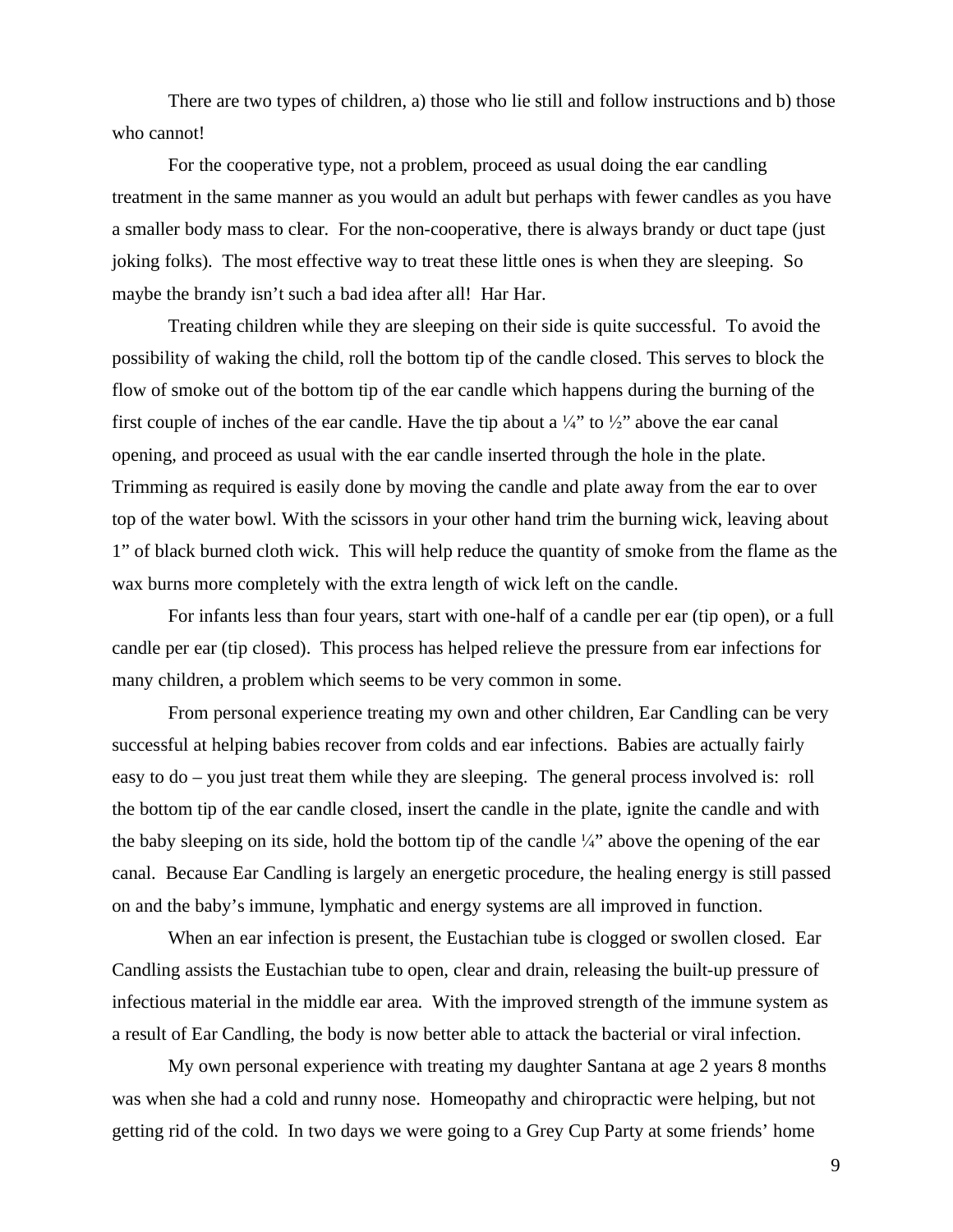There are two types of children, a) those who lie still and follow instructions and b) those who cannot!

For the cooperative type, not a problem, proceed as usual doing the ear candling treatment in the same manner as you would an adult but perhaps with fewer candles as you have a smaller body mass to clear. For the non-cooperative, there is always brandy or duct tape (just joking folks). The most effective way to treat these little ones is when they are sleeping. So maybe the brandy isn't such a bad idea after all! Har Har.

Treating children while they are sleeping on their side is quite successful. To avoid the possibility of waking the child, roll the bottom tip of the candle closed. This serves to block the flow of smoke out of the bottom tip of the ear candle which happens during the burning of the first couple of inches of the ear candle. Have the tip about a ¼" to ½" above the ear canal opening, and proceed as usual with the ear candle inserted through the hole in the plate. Trimming as required is easily done by moving the candle and plate away from the ear to over top of the water bowl. With the scissors in your other hand trim the burning wick, leaving about 1" of black burned cloth wick. This will help reduce the quantity of smoke from the flame as the wax burns more completely with the extra length of wick left on the candle.

For infants less than four years, start with one-half of a candle per ear (tip open), or a full candle per ear (tip closed). This process has helped relieve the pressure from ear infections for many children, a problem which seems to be very common in some.

From personal experience treating my own and other children, Ear Candling can be very successful at helping babies recover from colds and ear infections. Babies are actually fairly easy to do – you just treat them while they are sleeping. The general process involved is: roll the bottom tip of the ear candle closed, insert the candle in the plate, ignite the candle and with the baby sleeping on its side, hold the bottom tip of the candle ¼" above the opening of the ear canal. Because Ear Candling is largely an energetic procedure, the healing energy is still passed on and the baby's immune, lymphatic and energy systems are all improved in function.

When an ear infection is present, the Eustachian tube is clogged or swollen closed. Ear Candling assists the Eustachian tube to open, clear and drain, releasing the built-up pressure of infectious material in the middle ear area. With the improved strength of the immune system as a result of Ear Candling, the body is now better able to attack the bacterial or viral infection.

My own personal experience with treating my daughter Santana at age 2 years 8 months was when she had a cold and runny nose. Homeopathy and chiropractic were helping, but not getting rid of the cold. In two days we were going to a Grey Cup Party at some friends' home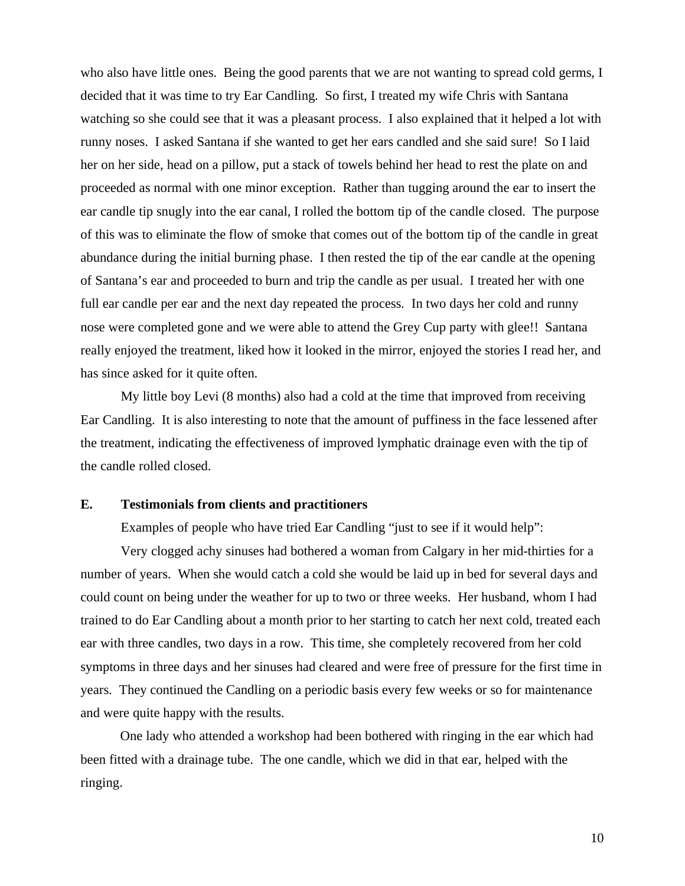who also have little ones. Being the good parents that we are not wanting to spread cold germs, I decided that it was time to try Ear Candling. So first, I treated my wife Chris with Santana watching so she could see that it was a pleasant process. I also explained that it helped a lot with runny noses. I asked Santana if she wanted to get her ears candled and she said sure! So I laid her on her side, head on a pillow, put a stack of towels behind her head to rest the plate on and proceeded as normal with one minor exception. Rather than tugging around the ear to insert the ear candle tip snugly into the ear canal, I rolled the bottom tip of the candle closed. The purpose of this was to eliminate the flow of smoke that comes out of the bottom tip of the candle in great abundance during the initial burning phase. I then rested the tip of the ear candle at the opening of Santana's ear and proceeded to burn and trip the candle as per usual. I treated her with one full ear candle per ear and the next day repeated the process. In two days her cold and runny nose were completed gone and we were able to attend the Grey Cup party with glee!! Santana really enjoyed the treatment, liked how it looked in the mirror, enjoyed the stories I read her, and has since asked for it quite often.

My little boy Levi (8 months) also had a cold at the time that improved from receiving Ear Candling. It is also interesting to note that the amount of puffiness in the face lessened after the treatment, indicating the effectiveness of improved lymphatic drainage even with the tip of the candle rolled closed.

### E. Testimonials from clients and practitioners

Examples of people who have tried Ear Candling "just to see if it would help":

Very clogged achy sinuses had bothered a woman from Calgary in her mid-thirties for a number of years. When she would catch a cold she would be laid up in bed for several days and could count on being under the weather for up to two or three weeks. Her husband, whom I had trained to do Ear Candling about a month prior to her starting to catch her next cold, treated each ear with three candles, two days in a row. This time, she completely recovered from her cold symptoms in three days and her sinuses had cleared and were free of pressure for the first time in years. They continued the Candling on a periodic basis every few weeks or so for maintenance and were quite happy with the results.

One lady who attended a workshop had been bothered with ringing in the ear which had been fitted with a drainage tube. The one candle, which we did in that ear, helped with the ringing.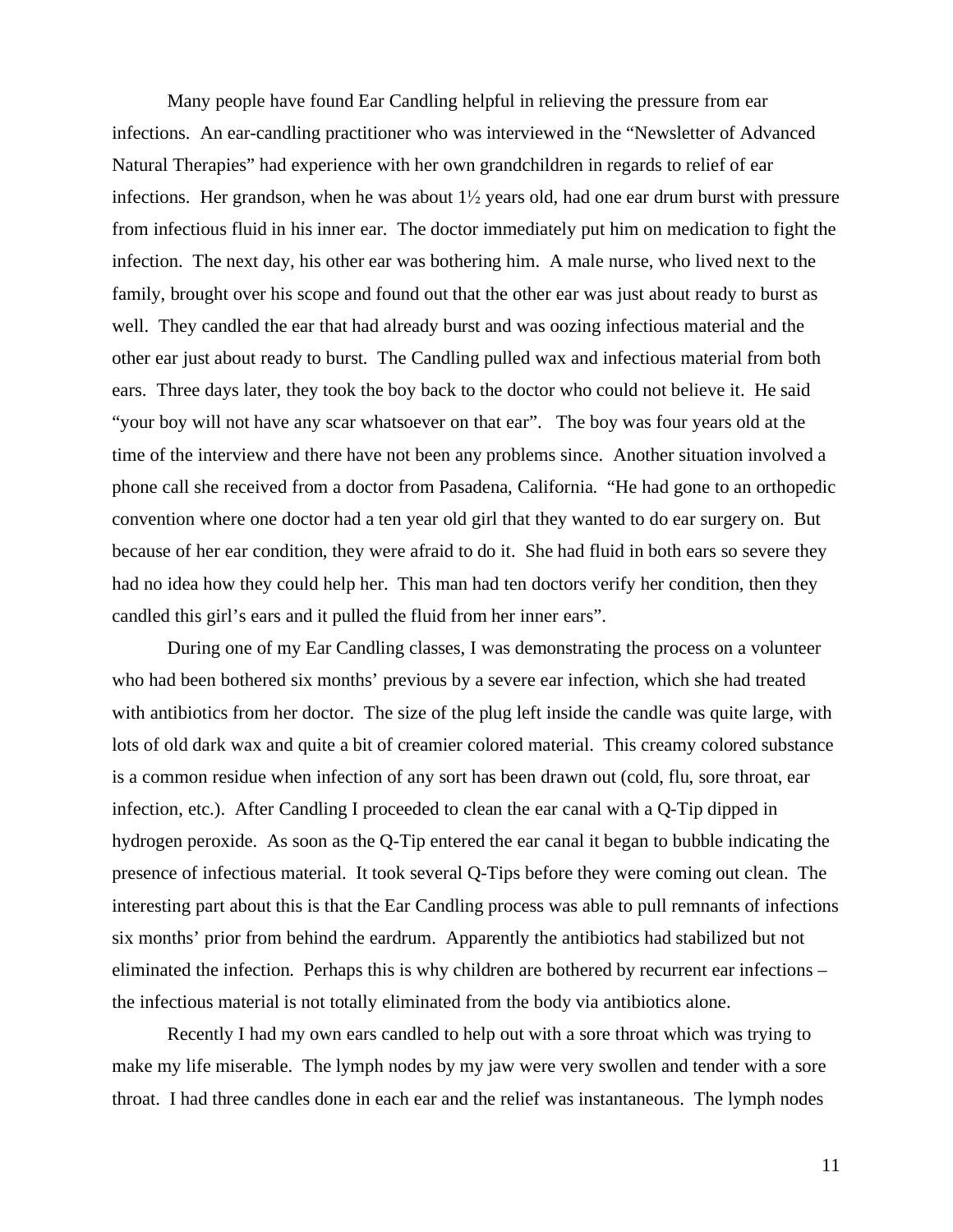Many people have found Ear Candling helpful in relieving the pressure from ear infections. An ear-candling practitioner who was interviewed in the "Newsletter of Advanced Natural Therapies" had experience with her own grandchildren in regards to relief of ear infections. Her grandson, when he was about 1½ years old, had one ear drum burst with pressure from infectious fluid in his inner ear. The doctor immediately put him on medication to fight the infection. The next day, his other ear was bothering him. A male nurse, who lived next to the family, brought over his scope and found out that the other ear was just about ready to burst as well. They candled the ear that had already burst and was oozing infectious material and the other ear just about ready to burst. The Candling pulled wax and infectious material from both ears. Three days later, they took the boy back to the doctor who could not believe it. He said "your boy will not have any scar whatsoever on that ear". The boy was four years old at the time of the interview and there have not been any problems since. Another situation involved a phone call she received from a doctor from Pasadena, California. "He had gone to an orthopedic convention where one doctor had a ten year old girl that they wanted to do ear surgery on. But because of her ear condition, they were afraid to do it. She had fluid in both ears so severe they had no idea how they could help her. This man had ten doctors verify her condition, then they candled this girl's ears and it pulled the fluid from her inner ears".

During one of my Ear Candling classes, I was demonstrating the process on a volunteer who had been bothered six months' previous by a severe ear infection, which she had treated with antibiotics from her doctor. The size of the plug left inside the candle was quite large, with lots of old dark wax and quite a bit of creamier colored material. This creamy colored substance is a common residue when infection of any sort has been drawn out (cold, flu, sore throat, ear infection, etc.). After Candling I proceeded to clean the ear canal with a Q-Tip dipped in hydrogen peroxide. As soon as the Q-Tip entered the ear canal it began to bubble indicating the presence of infectious material. It took several Q-Tips before they were coming out clean. The interesting part about this is that the Ear Candling process was able to pull remnants of infections six months' prior from behind the eardrum. Apparently the antibiotics had stabilized but not eliminated the infection. Perhaps this is why children are bothered by recurrent ear infections – the infectious material is not totally eliminated from the body via antibiotics alone.

Recently I had my own ears candled to help out with a sore throat which was trying to make my life miserable. The lymph nodes by my jaw were very swollen and tender with a sore throat. I had three candles done in each ear and the relief was instantaneous. The lymph nodes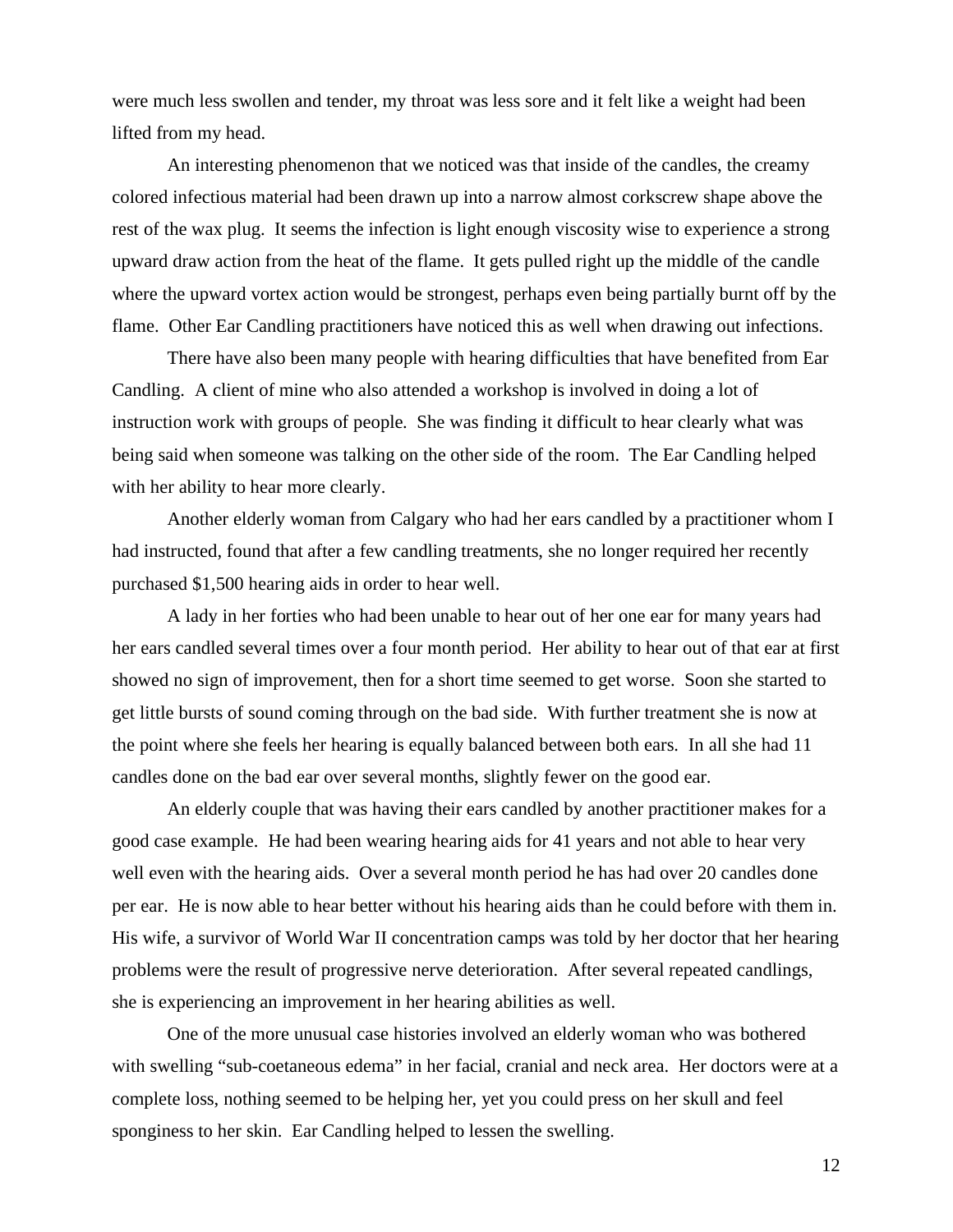were much less swollen and tender, my throat was less sore and it felt like a weight had been lifted from my head.

An interesting phenomenon that we noticed was that inside of the candles, the creamy colored infectious material had been drawn up into a narrow almost corkscrew shape above the rest of the wax plug. It seems the infection is light enough viscosity wise to experience a strong upward draw action from the heat of the flame. It gets pulled right up the middle of the candle where the upward vortex action would be strongest, perhaps even being partially burnt off by the flame. Other Ear Candling practitioners have noticed this as well when drawing out infections.

There have also been many people with hearing difficulties that have benefited from Ear Candling. A client of mine who also attended a workshop is involved in doing a lot of instruction work with groups of people. She was finding it difficult to hear clearly what was being said when someone was talking on the other side of the room. The Ear Candling helped with her ability to hear more clearly.

Another elderly woman from Calgary who had her ears candled by a practitioner whom I had instructed, found that after a few candling treatments, she no longer required her recently purchased $1,500 hearing aids in order to hear well.

A lady in her forties who had been unable to hear out of her one ear for many years had her ears candled several times over a four month period. Her ability to hear out of that ear at first showed no sign of improvement, then for a short time seemed to get worse. Soon she started to get little bursts of sound coming through on the bad side. With further treatment she is now at the point where she feels her hearing is equally balanced between both ears. In all she had 11 candles done on the bad ear over several months, slightly fewer on the good ear.

An elderly couple that was having their ears candled by another practitioner makes for a good case example. He had been wearing hearing aids for 41 years and not able to hear very well even with the hearing aids. Over a several month period he has had over 20 candles done per ear. He is now able to hear better without his hearing aids than he could before with them in. His wife, a survivor of World War II concentration camps was told by her doctor that her hearing problems were the result of progressive nerve deterioration. After several repeated candlings, she is experiencing an improvement in her hearing abilities as well.

One of the more unusual case histories involved an elderly woman who was bothered with swelling "sub-coetaneous edema" in her facial, cranial and neck area. Her doctors were at a complete loss, nothing seemed to be helping her, yet you could press on her skull and feel sponginess to her skin. Ear Candling helped to lessen the swelling.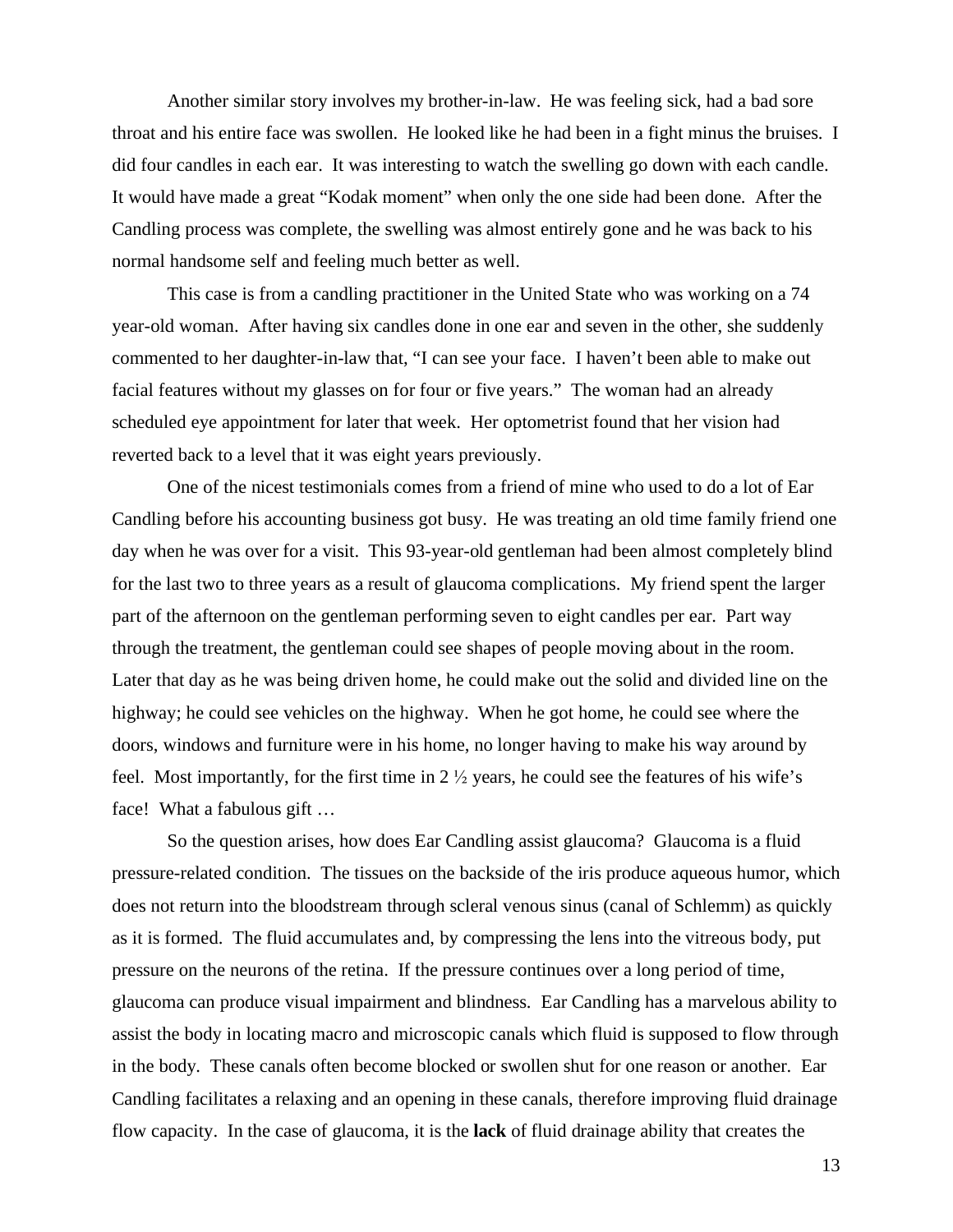Another similar story involves my brother-in-law. He was feeling sick, had a bad sore throat and his entire face was swollen. He looked like he had been in a fight minus the bruises. I did four candles in each ear. It was interesting to watch the swelling go down with each candle. It would have made a great "Kodak moment" when only the one side had been done. After the Candling process was complete, the swelling was almost entirely gone and he was back to his normal handsome self and feeling much better as well.

This case is from a candling practitioner in the United State who was working on a 74 year-old woman. After having six candles done in one ear and seven in the other, she suddenly commented to her daughter-in-law that, "I can see your face. I haven't been able to make out facial features without my glasses on for four or five years." The woman had an already scheduled eye appointment for later that week. Her optometrist found that her vision had reverted back to a level that it was eight years previously.

One of the nicest testimonials comes from a friend of mine who used to do a lot of Ear Candling before his accounting business got busy. He was treating an old time family friend one day when he was over for a visit. This 93-year-old gentleman had been almost completely blind for the last two to three years as a result of glaucoma complications. My friend spent the larger part of the afternoon on the gentleman performing seven to eight candles per ear. Part way through the treatment, the gentleman could see shapes of people moving about in the room. Later that day as he was being driven home, he could make out the solid and divided line on the highway; he could see vehicles on the highway. When he got home, he could see where the doors, windows and furniture were in his home, no longer having to make his way around by feel. Most importantly, for the first time in 2 ½ years, he could see the features of his wife's face! What a fabulous gift …

So the question arises, how does Ear Candling assist glaucoma? Glaucoma is a fluid pressure-related condition. The tissues on the backside of the iris produce aqueous humor, which does not return into the bloodstream through scleral venous sinus (canal of Schlemm) as quickly as it is formed. The fluid accumulates and, by compressing the lens into the vitreous body, put pressure on the neurons of the retina. If the pressure continues over a long period of time, glaucoma can produce visual impairment and blindness. Ear Candling has a marvelous ability to assist the body in locating macro and microscopic canals which fluid is supposed to flow through in the body. These canals often become blocked or swollen shut for one reason or another. Ear Candling facilitates a relaxing and an opening in these canals, therefore improving fluid drainage flow capacity. In the case of glaucoma, it is the **lack** of fluid drainage ability that creates the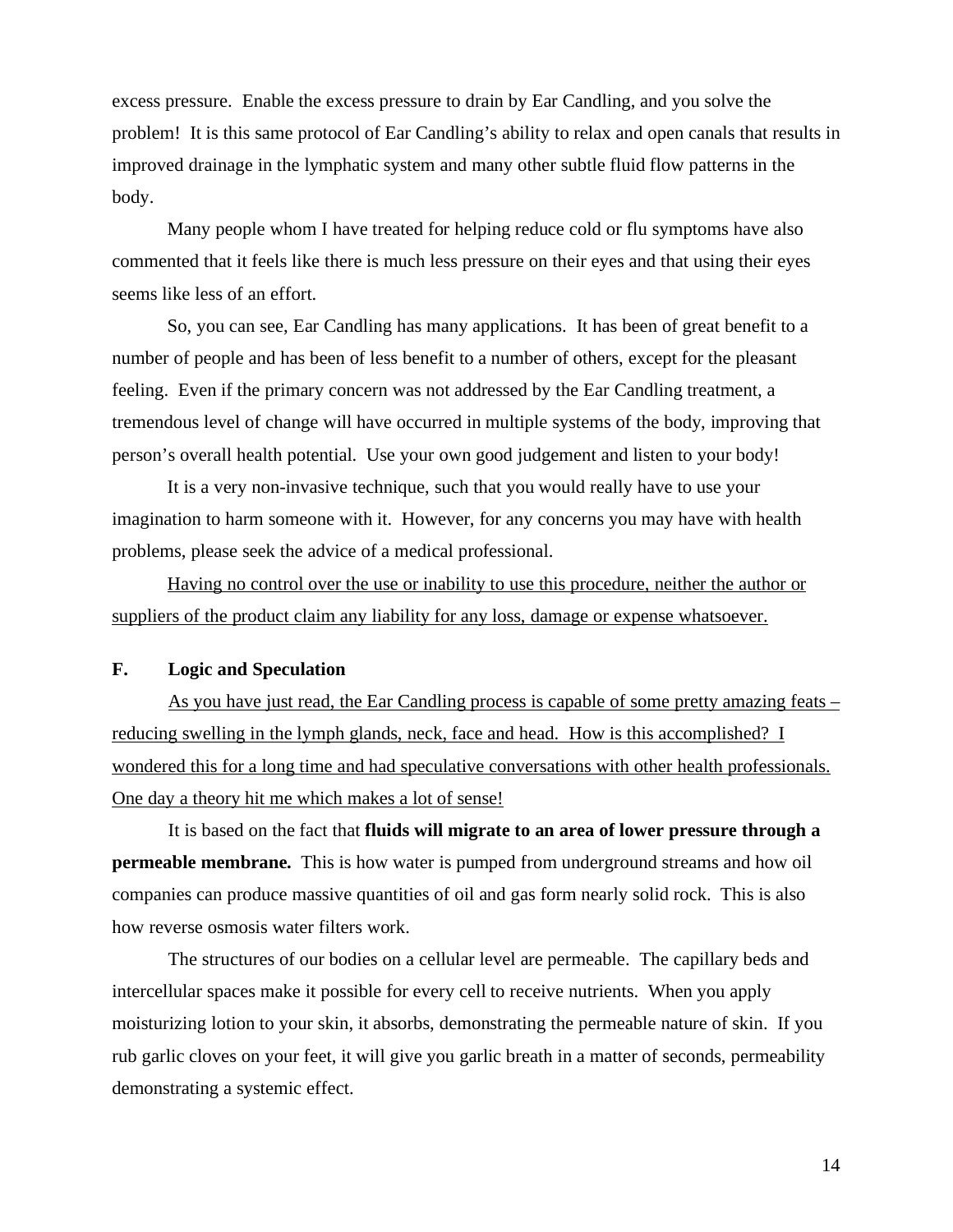excess pressure. Enable the excess pressure to drain by Ear Candling, and you solve the problem! It is this same protocol of Ear Candling's ability to relax and open canals that results in improved drainage in the lymphatic system and many other subtle fluid flow patterns in the body.

Many people whom I have treated for helping reduce cold or flu symptoms have also commented that it feels like there is much less pressure on their eyes and that using their eyes seems like less of an effort.

So, you can see, Ear Candling has many applications. It has been of great benefit to a number of people and has been of less benefit to a number of others, except for the pleasant feeling. Even if the primary concern was not addressed by the Ear Candling treatment, a tremendous level of change will have occurred in multiple systems of the body, improving that person's overall health potential. Use your own good judgement and listen to your body!

It is a very non-invasive technique, such that you would really have to use your imagination to harm someone with it. However, for any concerns you may have with health problems, please seek the advice of a medical professional.

<u>Having no control over the use or inability to use this procedure, neither the author or suppliers of the product claim any liability for any loss, damage or expense whatsoever.</u>

### F. Logic and Speculation

<u>As you have just read, the Ear Candling process is capable of some pretty amazing feats – reducing swelling in the lymph glands, neck, face and head. How is this accomplished? I wondered this for a long time and had speculative conversations with other health professionals. One day a theory hit me which makes a lot of sense!</u>

It is based on the fact that **fluids will migrate to an area of lower pressure through a permeable membrane.** This is how water is pumped from underground streams and how oil companies can produce massive quantities of oil and gas form nearly solid rock. This is also how reverse osmosis water filters work.

The structures of our bodies on a cellular level are permeable. The capillary beds and intercellular spaces make it possible for every cell to receive nutrients. When you apply moisturizing lotion to your skin, it absorbs, demonstrating the permeable nature of skin. If you rub garlic cloves on your feet, it will give you garlic breath in a matter of seconds, permeability demonstrating a systemic effect.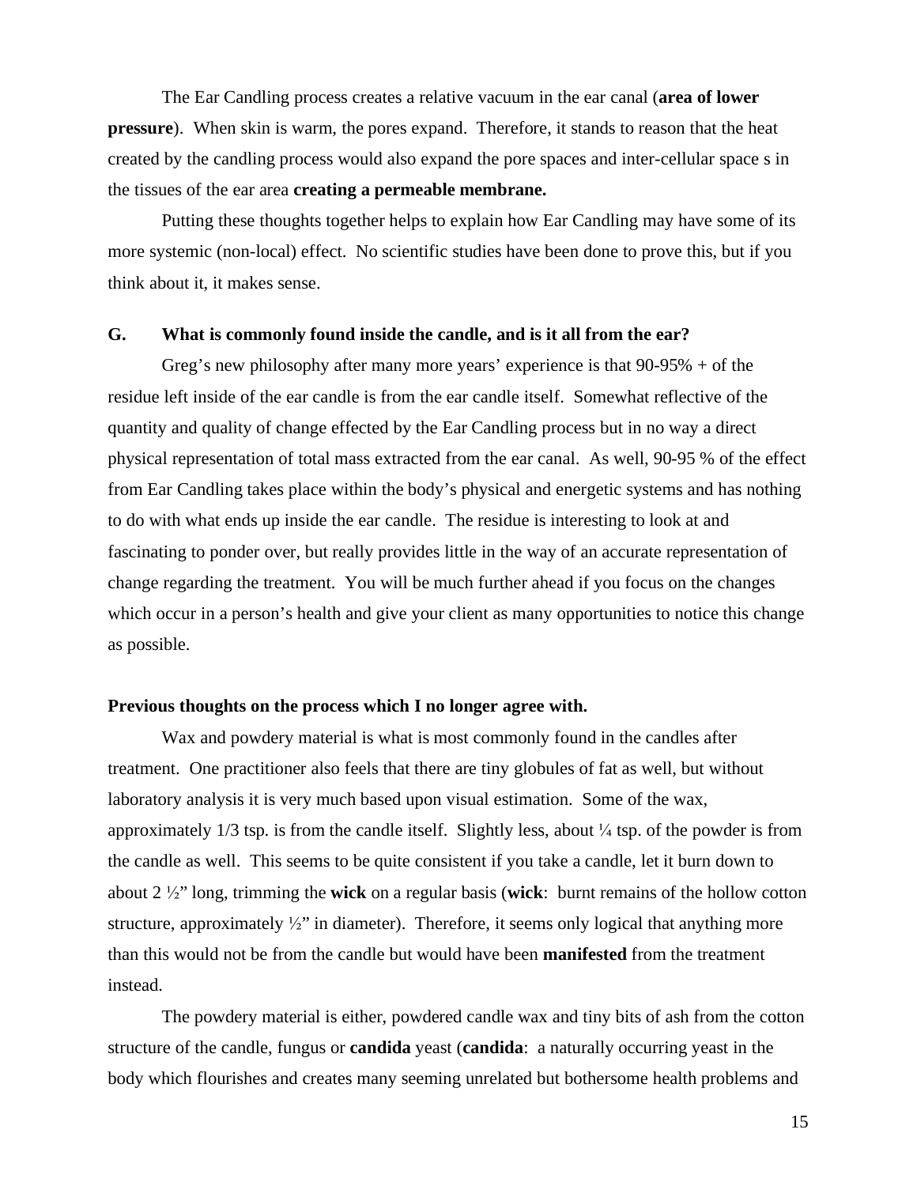The Ear Candling process creates a relative vacuum in the ear canal (**area of lower pressure**). When skin is warm, the pores expand. Therefore, it stands to reason that the heat created by the candling process would also expand the pore spaces and inter-cellular space s in the tissues of the ear area **creating a permeable membrane.**

Putting these thoughts together helps to explain how Ear Candling may have some of its more systemic (non-local) effect. No scientific studies have been done to prove this, but if you think about it, it makes sense.

### G. What is commonly found inside the candle, and is it all from the ear?

Greg's new philosophy after many more years' experience is that 90-95% + of the residue left inside of the ear candle is from the ear candle itself. Somewhat reflective of the quantity and quality of change effected by the Ear Candling process but in no way a direct physical representation of total mass extracted from the ear canal. As well, 90-95 % of the effect from Ear Candling takes place within the body's physical and energetic systems and has nothing to do with what ends up inside the ear candle. The residue is interesting to look at and fascinating to ponder over, but really provides little in the way of an accurate representation of change regarding the treatment. You will be much further ahead if you focus on the changes which occur in a person's health and give your client as many opportunities to notice this change as possible.

**Previous thoughts on the process which I no longer agree with.**

Wax and powdery material is what is most commonly found in the candles after treatment. One practitioner also feels that there are tiny globules of fat as well, but without laboratory analysis it is very much based upon visual estimation. Some of the wax, approximately 1/3 tsp. is from the candle itself. Slightly less, about ¼ tsp. of the powder is from the candle as well. This seems to be quite consistent if you take a candle, let it burn down to about 2 ½" long, trimming the **wick** on a regular basis (**wick**: burnt remains of the hollow cotton structure, approximately ½" in diameter). Therefore, it seems only logical that anything more than this would not be from the candle but would have been **manifested** from the treatment instead.

The powdery material is either, powdered candle wax and tiny bits of ash from the cotton structure of the candle, fungus or **candida** yeast (**candida**: a naturally occurring yeast in the body which flourishes and creates many seeming unrelated but bothersome health problems and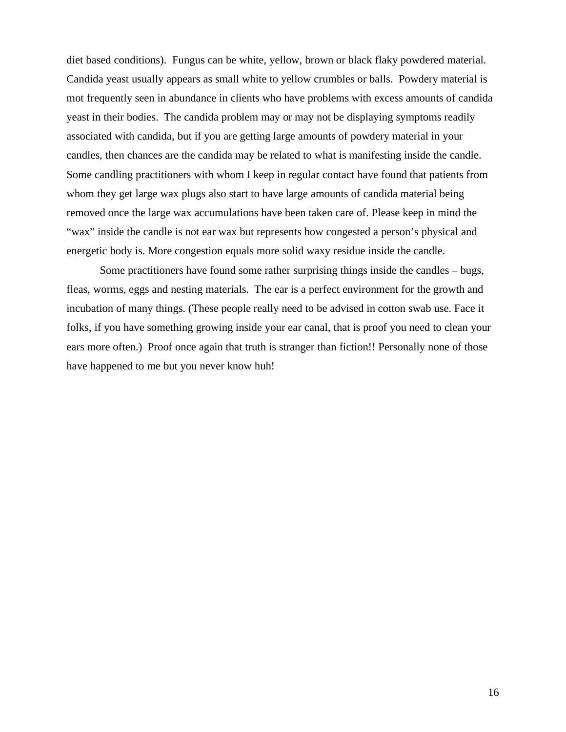diet based conditions). Fungus can be white, yellow, brown or black flaky powdered material. Candida yeast usually appears as small white to yellow crumbles or balls. Powdery material is mot frequently seen in abundance in clients who have problems with excess amounts of candida yeast in their bodies. The candida problem may or may not be displaying symptoms readily associated with candida, but if you are getting large amounts of powdery material in your candles, then chances are the candida may be related to what is manifesting inside the candle. Some candling practitioners with whom I keep in regular contact have found that patients from whom they get large wax plugs also start to have large amounts of candida material being removed once the large wax accumulations have been taken care of. Please keep in mind the "wax" inside the candle is not ear wax but represents how congested a person's physical and energetic body is. More congestion equals more solid waxy residue inside the candle.

Some practitioners have found some rather surprising things inside the candles – bugs, fleas, worms, eggs and nesting materials. The ear is a perfect environment for the growth and incubation of many things. (These people really need to be advised in cotton swab use. Face it folks, if you have something growing inside your ear canal, that is proof you need to clean your ears more often.) Proof once again that truth is stranger than fiction!! Personally none of those have happened to me but you never know huh!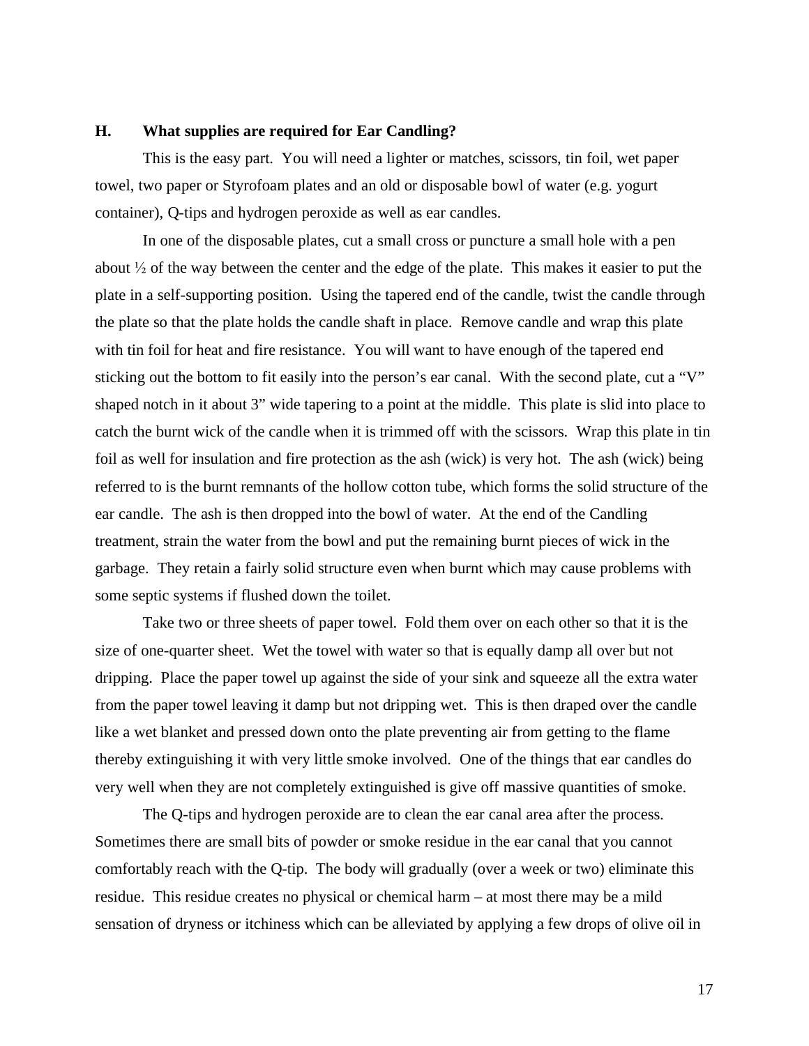### H. What supplies are required for Ear Candling?

This is the easy part. You will need a lighter or matches, scissors, tin foil, wet paper towel, two paper or Styrofoam plates and an old or disposable bowl of water (e.g. yogurt container), Q-tips and hydrogen peroxide as well as ear candles.

In one of the disposable plates, cut a small cross or puncture a small hole with a pen about ½ of the way between the center and the edge of the plate. This makes it easier to put the plate in a self-supporting position. Using the tapered end of the candle, twist the candle through the plate so that the plate holds the candle shaft in place. Remove candle and wrap this plate with tin foil for heat and fire resistance. You will want to have enough of the tapered end sticking out the bottom to fit easily into the person's ear canal. With the second plate, cut a "V" shaped notch in it about 3" wide tapering to a point at the middle. This plate is slid into place to catch the burnt wick of the candle when it is trimmed off with the scissors. Wrap this plate in tin foil as well for insulation and fire protection as the ash (wick) is very hot. The ash (wick) being referred to is the burnt remnants of the hollow cotton tube, which forms the solid structure of the ear candle. The ash is then dropped into the bowl of water. At the end of the Candling treatment, strain the water from the bowl and put the remaining burnt pieces of wick in the garbage. They retain a fairly solid structure even when burnt which may cause problems with some septic systems if flushed down the toilet.

Take two or three sheets of paper towel. Fold them over on each other so that it is the size of one-quarter sheet. Wet the towel with water so that is equally damp all over but not dripping. Place the paper towel up against the side of your sink and squeeze all the extra water from the paper towel leaving it damp but not dripping wet. This is then draped over the candle like a wet blanket and pressed down onto the plate preventing air from getting to the flame thereby extinguishing it with very little smoke involved. One of the things that ear candles do very well when they are not completely extinguished is give off massive quantities of smoke.

The Q-tips and hydrogen peroxide are to clean the ear canal area after the process. Sometimes there are small bits of powder or smoke residue in the ear canal that you cannot comfortably reach with the Q-tip. The body will gradually (over a week or two) eliminate this residue. This residue creates no physical or chemical harm – at most there may be a mild sensation of dryness or itchiness which can be alleviated by applying a few drops of olive oil in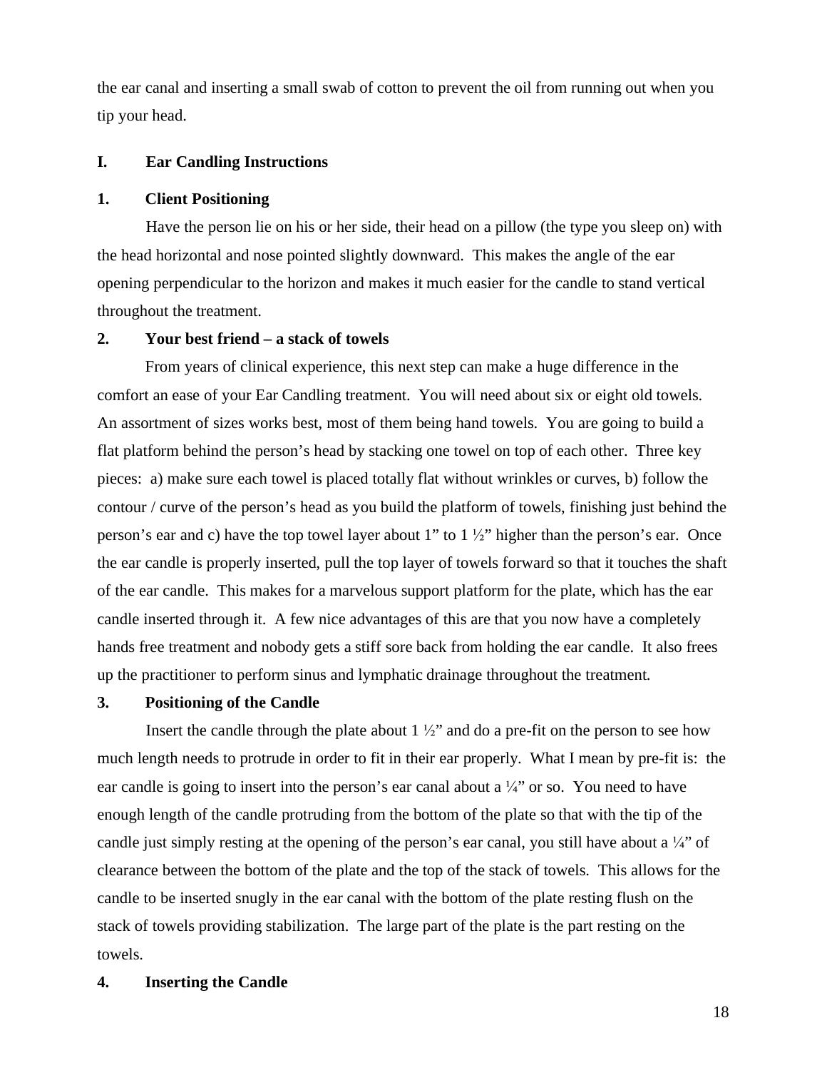the ear canal and inserting a small swab of cotton to prevent the oil from running out when you tip your head.

## I. Ear Candling Instructions

### 1. Client Positioning

Have the person lie on his or her side, their head on a pillow (the type you sleep on) with the head horizontal and nose pointed slightly downward. This makes the angle of the ear opening perpendicular to the horizon and makes it much easier for the candle to stand vertical throughout the treatment.

### 2. Your best friend – a stack of towels

From years of clinical experience, this next step can make a huge difference in the comfort an ease of your Ear Candling treatment. You will need about six or eight old towels. An assortment of sizes works best, most of them being hand towels. You are going to build a flat platform behind the person's head by stacking one towel on top of each other. Three key pieces: a) make sure each towel is placed totally flat without wrinkles or curves, b) follow the contour / curve of the person's head as you build the platform of towels, finishing just behind the person's ear and c) have the top towel layer about 1" to 1 ½" higher than the person's ear. Once the ear candle is properly inserted, pull the top layer of towels forward so that it touches the shaft of the ear candle. This makes for a marvelous support platform for the plate, which has the ear candle inserted through it. A few nice advantages of this are that you now have a completely hands free treatment and nobody gets a stiff sore back from holding the ear candle. It also frees up the practitioner to perform sinus and lymphatic drainage throughout the treatment.

### 3. Positioning of the Candle

Insert the candle through the plate about 1 ½" and do a pre-fit on the person to see how much length needs to protrude in order to fit in their ear properly. What I mean by pre-fit is: the ear candle is going to insert into the person's ear canal about a ¼" or so. You need to have enough length of the candle protruding from the bottom of the plate so that with the tip of the candle just simply resting at the opening of the person's ear canal, you still have about a ¼" of clearance between the bottom of the plate and the top of the stack of towels. This allows for the candle to be inserted snugly in the ear canal with the bottom of the plate resting flush on the stack of towels providing stabilization. The large part of the plate is the part resting on the towels.

### 4. Inserting the Candle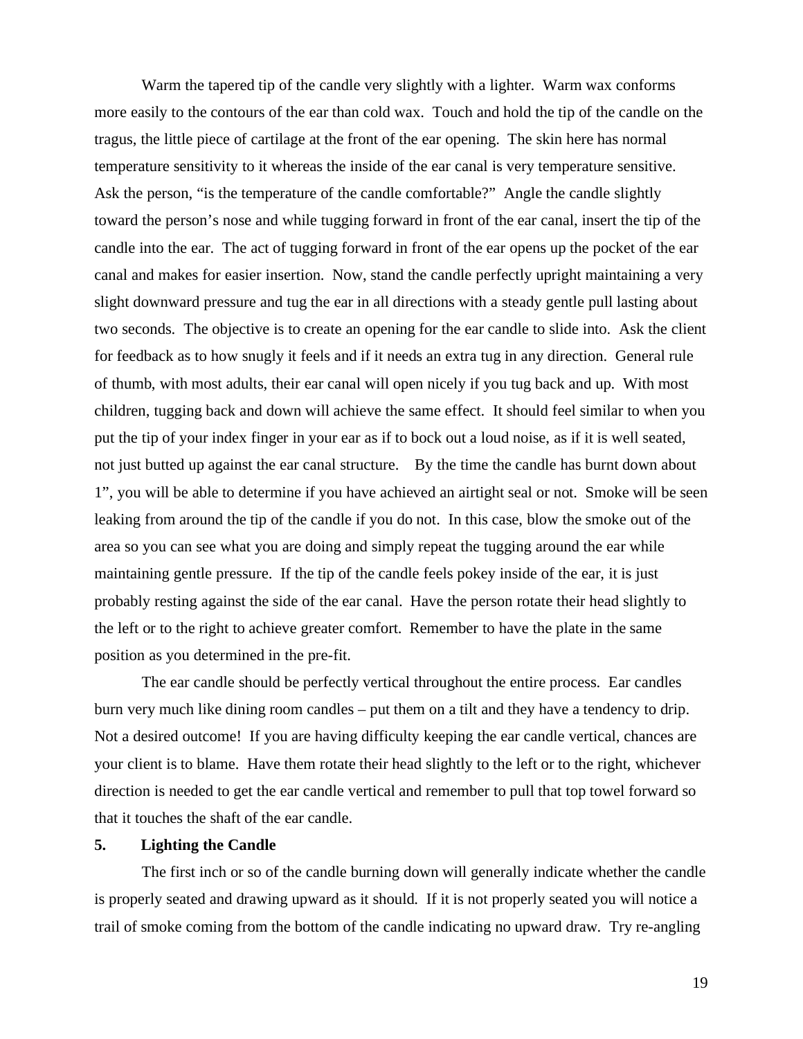Warm the tapered tip of the candle very slightly with a lighter. Warm wax conforms more easily to the contours of the ear than cold wax. Touch and hold the tip of the candle on the tragus, the little piece of cartilage at the front of the ear opening. The skin here has normal temperature sensitivity to it whereas the inside of the ear canal is very temperature sensitive. Ask the person, "is the temperature of the candle comfortable?" Angle the candle slightly toward the person's nose and while tugging forward in front of the ear canal, insert the tip of the candle into the ear. The act of tugging forward in front of the ear opens up the pocket of the ear canal and makes for easier insertion. Now, stand the candle perfectly upright maintaining a very slight downward pressure and tug the ear in all directions with a steady gentle pull lasting about two seconds. The objective is to create an opening for the ear candle to slide into. Ask the client for feedback as to how snugly it feels and if it needs an extra tug in any direction. General rule of thumb, with most adults, their ear canal will open nicely if you tug back and up. With most children, tugging back and down will achieve the same effect. It should feel similar to when you put the tip of your index finger in your ear as if to bock out a loud noise, as if it is well seated, not just butted up against the ear canal structure. By the time the candle has burnt down about 1", you will be able to determine if you have achieved an airtight seal or not. Smoke will be seen leaking from around the tip of the candle if you do not. In this case, blow the smoke out of the area so you can see what you are doing and simply repeat the tugging around the ear while maintaining gentle pressure. If the tip of the candle feels pokey inside of the ear, it is just probably resting against the side of the ear canal. Have the person rotate their head slightly to the left or to the right to achieve greater comfort. Remember to have the plate in the same position as you determined in the pre-fit.

The ear candle should be perfectly vertical throughout the entire process. Ear candles burn very much like dining room candles – put them on a tilt and they have a tendency to drip. Not a desired outcome! If you are having difficulty keeping the ear candle vertical, chances are your client is to blame. Have them rotate their head slightly to the left or to the right, whichever direction is needed to get the ear candle vertical and remember to pull that top towel forward so that it touches the shaft of the ear candle.

**5. Lighting the Candle**

The first inch or so of the candle burning down will generally indicate whether the candle is properly seated and drawing upward as it should. If it is not properly seated you will notice a trail of smoke coming from the bottom of the candle indicating no upward draw. Try re-angling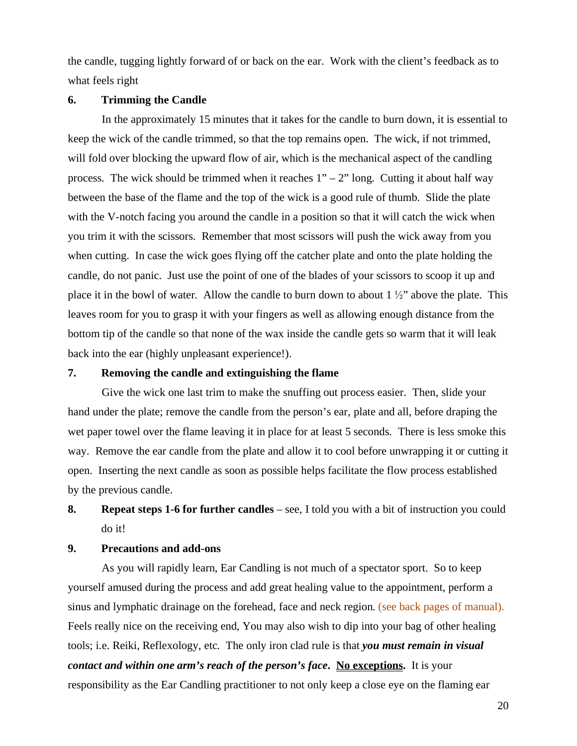the candle, tugging lightly forward of or back on the ear. Work with the client's feedback as to what feels right

**6. Trimming the Candle**

In the approximately 15 minutes that it takes for the candle to burn down, it is essential to keep the wick of the candle trimmed, so that the top remains open. The wick, if not trimmed, will fold over blocking the upward flow of air, which is the mechanical aspect of the candling process. The wick should be trimmed when it reaches 1" – 2" long. Cutting it about half way between the base of the flame and the top of the wick is a good rule of thumb. Slide the plate with the V-notch facing you around the candle in a position so that it will catch the wick when you trim it with the scissors. Remember that most scissors will push the wick away from you when cutting. In case the wick goes flying off the catcher plate and onto the plate holding the candle, do not panic. Just use the point of one of the blades of your scissors to scoop it up and place it in the bowl of water. Allow the candle to burn down to about 1 ½" above the plate. This leaves room for you to grasp it with your fingers as well as allowing enough distance from the bottom tip of the candle so that none of the wax inside the candle gets so warm that it will leak back into the ear (highly unpleasant experience!).

**7. Removing the candle and extinguishing the flame**

Give the wick one last trim to make the snuffing out process easier. Then, slide your hand under the plate; remove the candle from the person's ear, plate and all, before draping the wet paper towel over the flame leaving it in place for at least 5 seconds. There is less smoke this way. Remove the ear candle from the plate and allow it to cool before unwrapping it or cutting it open. Inserting the next candle as soon as possible helps facilitate the flow process established by the previous candle.

**8. Repeat steps 1-6 for further candles** – see, I told you with a bit of instruction you could do it!

**9. Precautions and add-ons**

As you will rapidly learn, Ear Candling is not much of a spectator sport. So to keep yourself amused during the process and add great healing value to the appointment, perform a sinus and lymphatic drainage on the forehead, face and neck region. (see back pages of manual). Feels really nice on the receiving end, You may also wish to dip into your bag of other healing tools; i.e. Reiki, Reflexology, etc. The only iron clad rule is that ***you must remain in visual contact and within one arm's reach of the person's face***. **<u>No exceptions</u>.** It is your responsibility as the Ear Candling practitioner to not only keep a close eye on the flaming ear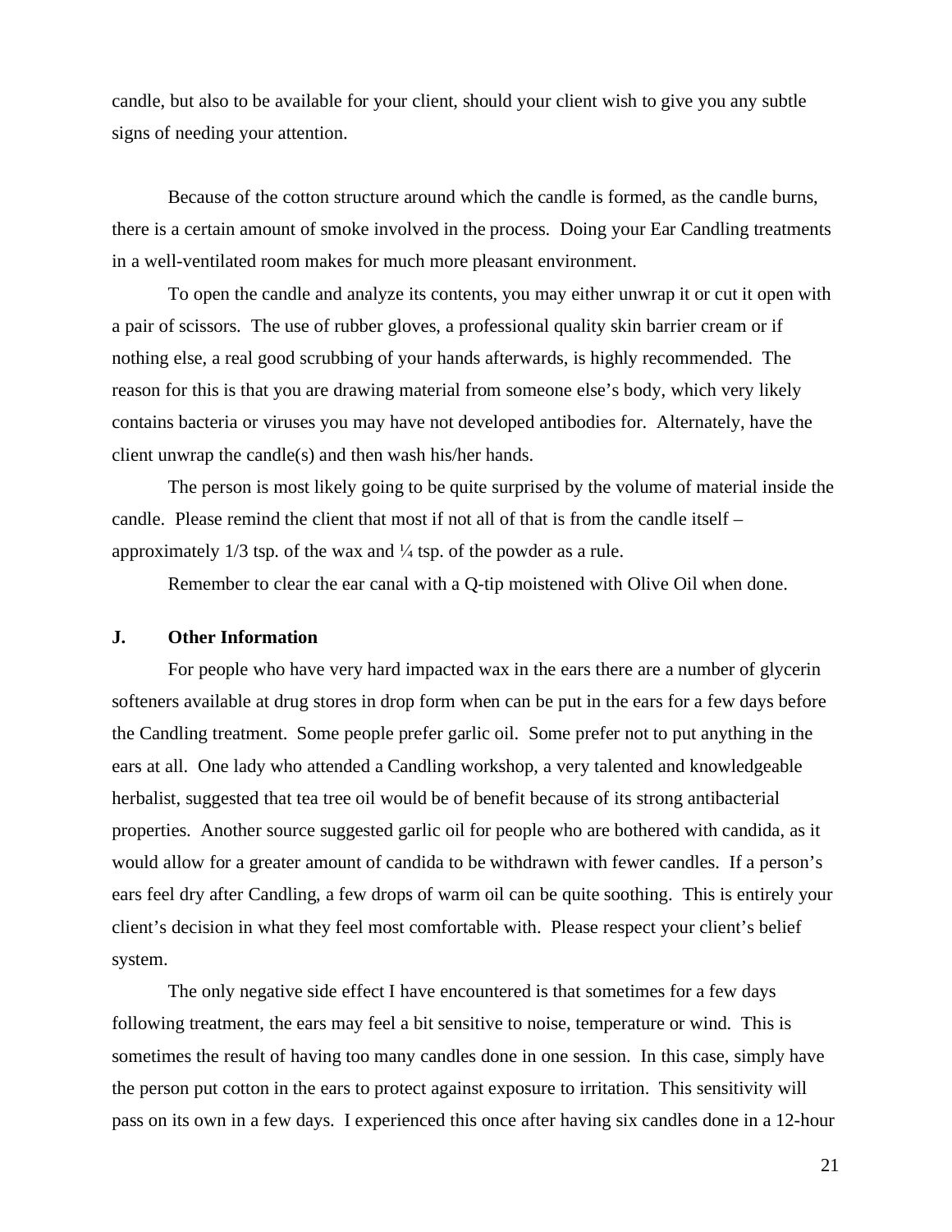candle, but also to be available for your client, should your client wish to give you any subtle signs of needing your attention.

Because of the cotton structure around which the candle is formed, as the candle burns, there is a certain amount of smoke involved in the process. Doing your Ear Candling treatments in a well-ventilated room makes for much more pleasant environment.

To open the candle and analyze its contents, you may either unwrap it or cut it open with a pair of scissors. The use of rubber gloves, a professional quality skin barrier cream or if nothing else, a real good scrubbing of your hands afterwards, is highly recommended. The reason for this is that you are drawing material from someone else's body, which very likely contains bacteria or viruses you may have not developed antibodies for. Alternately, have the client unwrap the candle(s) and then wash his/her hands.

The person is most likely going to be quite surprised by the volume of material inside the candle. Please remind the client that most if not all of that is from the candle itself – approximately 1/3 tsp. of the wax and ¼ tsp. of the powder as a rule.

Remember to clear the ear canal with a Q-tip moistened with Olive Oil when done.

## J. Other Information

For people who have very hard impacted wax in the ears there are a number of glycerin softeners available at drug stores in drop form when can be put in the ears for a few days before the Candling treatment. Some people prefer garlic oil. Some prefer not to put anything in the ears at all. One lady who attended a Candling workshop, a very talented and knowledgeable herbalist, suggested that tea tree oil would be of benefit because of its strong antibacterial properties. Another source suggested garlic oil for people who are bothered with candida, as it would allow for a greater amount of candida to be withdrawn with fewer candles. If a person's ears feel dry after Candling, a few drops of warm oil can be quite soothing. This is entirely your client's decision in what they feel most comfortable with. Please respect your client's belief system.

The only negative side effect I have encountered is that sometimes for a few days following treatment, the ears may feel a bit sensitive to noise, temperature or wind. This is sometimes the result of having too many candles done in one session. In this case, simply have the person put cotton in the ears to protect against exposure to irritation. This sensitivity will pass on its own in a few days. I experienced this once after having six candles done in a 12-hour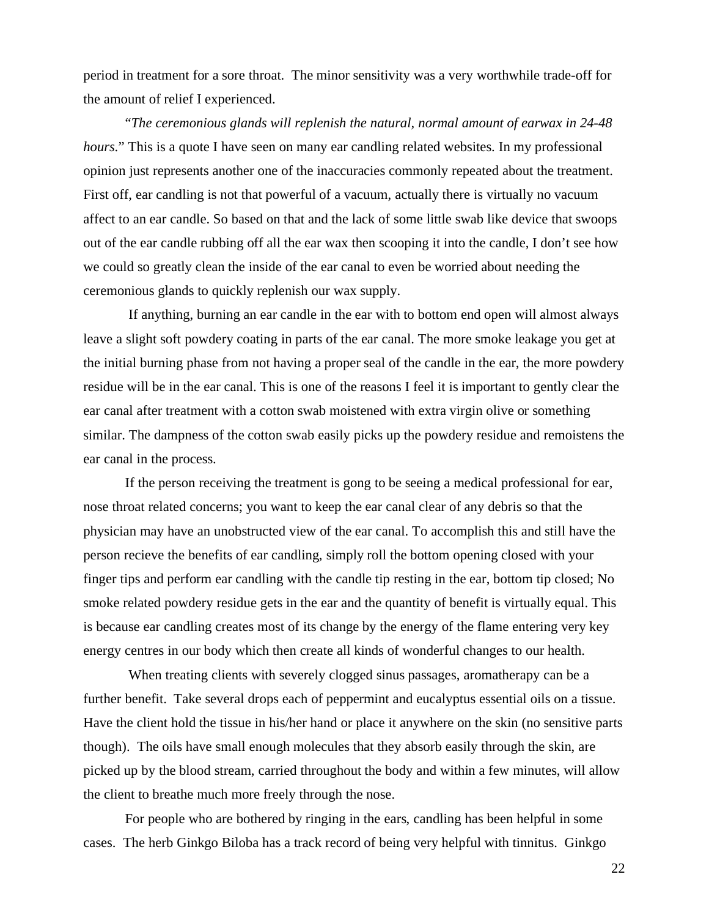period in treatment for a sore throat. The minor sensitivity was a very worthwhile trade-off for the amount of relief I experienced.

"*The ceremonious glands will replenish the natural, normal amount of earwax in 24-48 hours*." This is a quote I have seen on many ear candling related websites. In my professional opinion just represents another one of the inaccuracies commonly repeated about the treatment. First off, ear candling is not that powerful of a vacuum, actually there is virtually no vacuum affect to an ear candle. So based on that and the lack of some little swab like device that swoops out of the ear candle rubbing off all the ear wax then scooping it into the candle, I don't see how we could so greatly clean the inside of the ear canal to even be worried about needing the ceremonious glands to quickly replenish our wax supply.

If anything, burning an ear candle in the ear with to bottom end open will almost always leave a slight soft powdery coating in parts of the ear canal. The more smoke leakage you get at the initial burning phase from not having a proper seal of the candle in the ear, the more powdery residue will be in the ear canal. This is one of the reasons I feel it is important to gently clear the ear canal after treatment with a cotton swab moistened with extra virgin olive or something similar. The dampness of the cotton swab easily picks up the powdery residue and remoistens the ear canal in the process.

If the person receiving the treatment is gong to be seeing a medical professional for ear, nose throat related concerns; you want to keep the ear canal clear of any debris so that the physician may have an unobstructed view of the ear canal. To accomplish this and still have the person recieve the benefits of ear candling, simply roll the bottom opening closed with your finger tips and perform ear candling with the candle tip resting in the ear, bottom tip closed; No smoke related powdery residue gets in the ear and the quantity of benefit is virtually equal. This is because ear candling creates most of its change by the energy of the flame entering very key energy centres in our body which then create all kinds of wonderful changes to our health.

When treating clients with severely clogged sinus passages, aromatherapy can be a further benefit. Take several drops each of peppermint and eucalyptus essential oils on a tissue. Have the client hold the tissue in his/her hand or place it anywhere on the skin (no sensitive parts though). The oils have small enough molecules that they absorb easily through the skin, are picked up by the blood stream, carried throughout the body and within a few minutes, will allow the client to breathe much more freely through the nose.

For people who are bothered by ringing in the ears, candling has been helpful in some cases. The herb Ginkgo Biloba has a track record of being very helpful with tinnitus. Ginkgo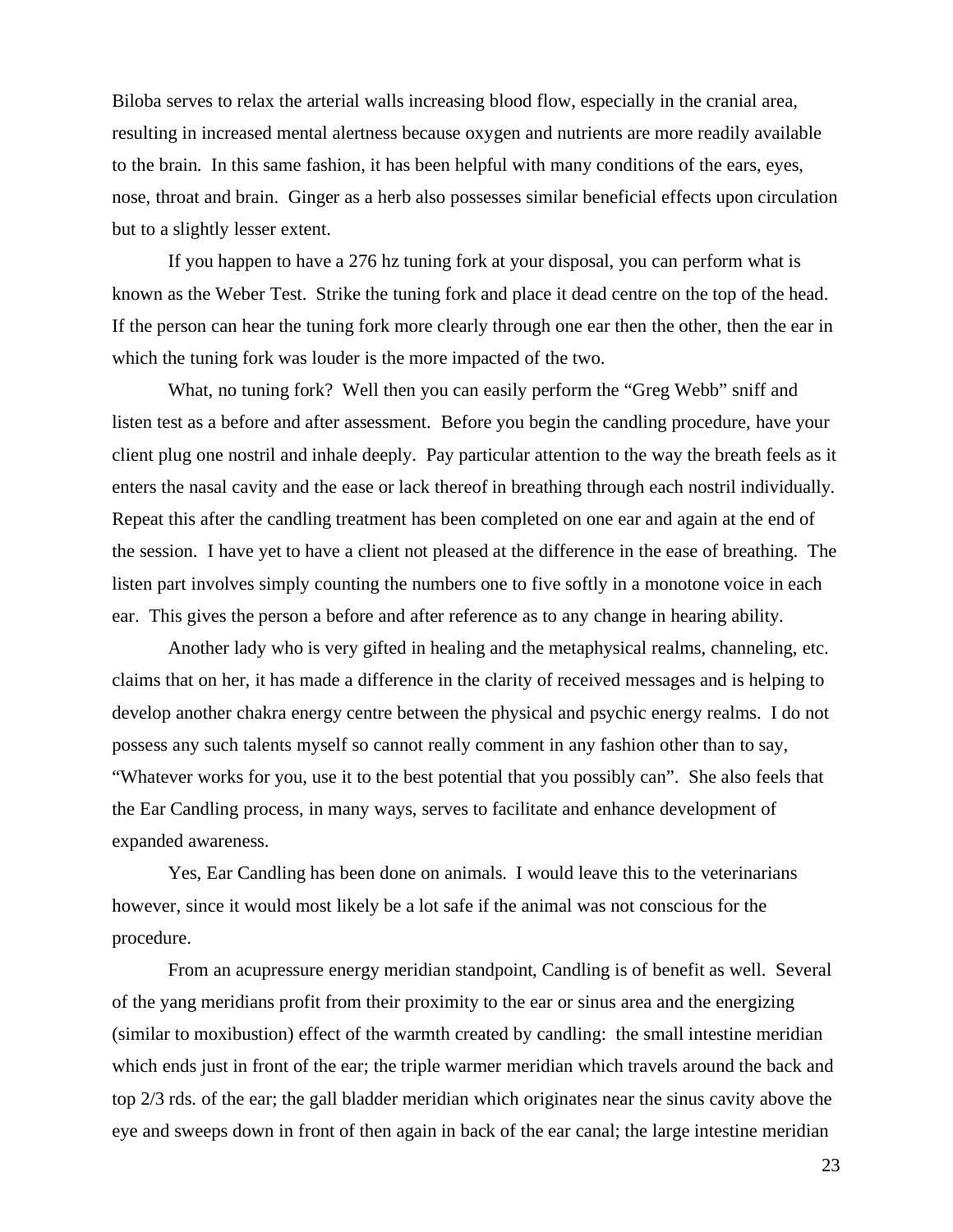Biloba serves to relax the arterial walls increasing blood flow, especially in the cranial area, resulting in increased mental alertness because oxygen and nutrients are more readily available to the brain. In this same fashion, it has been helpful with many conditions of the ears, eyes, nose, throat and brain. Ginger as a herb also possesses similar beneficial effects upon circulation but to a slightly lesser extent.

If you happen to have a 276 hz tuning fork at your disposal, you can perform what is known as the Weber Test. Strike the tuning fork and place it dead centre on the top of the head. If the person can hear the tuning fork more clearly through one ear then the other, then the ear in which the tuning fork was louder is the more impacted of the two.

What, no tuning fork? Well then you can easily perform the "Greg Webb" sniff and listen test as a before and after assessment. Before you begin the candling procedure, have your client plug one nostril and inhale deeply. Pay particular attention to the way the breath feels as it enters the nasal cavity and the ease or lack thereof in breathing through each nostril individually. Repeat this after the candling treatment has been completed on one ear and again at the end of the session. I have yet to have a client not pleased at the difference in the ease of breathing. The listen part involves simply counting the numbers one to five softly in a monotone voice in each ear. This gives the person a before and after reference as to any change in hearing ability.

Another lady who is very gifted in healing and the metaphysical realms, channeling, etc. claims that on her, it has made a difference in the clarity of received messages and is helping to develop another chakra energy centre between the physical and psychic energy realms. I do not possess any such talents myself so cannot really comment in any fashion other than to say, "Whatever works for you, use it to the best potential that you possibly can". She also feels that the Ear Candling process, in many ways, serves to facilitate and enhance development of expanded awareness.

Yes, Ear Candling has been done on animals. I would leave this to the veterinarians however, since it would most likely be a lot safe if the animal was not conscious for the procedure.

From an acupressure energy meridian standpoint, Candling is of benefit as well. Several of the yang meridians profit from their proximity to the ear or sinus area and the energizing (similar to moxibustion) effect of the warmth created by candling: the small intestine meridian which ends just in front of the ear; the triple warmer meridian which travels around the back and top 2/3 rds. of the ear; the gall bladder meridian which originates near the sinus cavity above the eye and sweeps down in front of then again in back of the ear canal; the large intestine meridian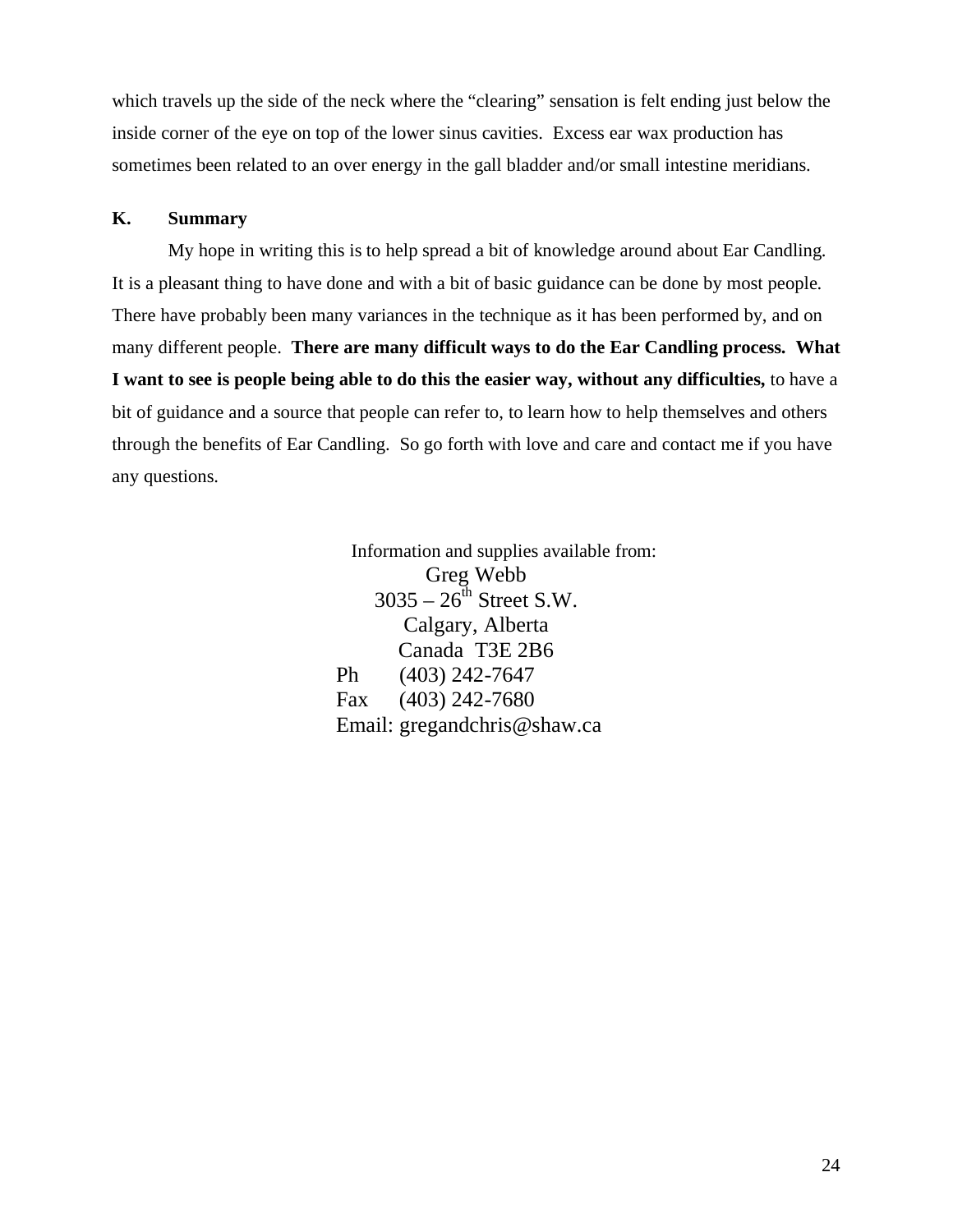which travels up the side of the neck where the "clearing" sensation is felt ending just below the inside corner of the eye on top of the lower sinus cavities. Excess ear wax production has sometimes been related to an over energy in the gall bladder and/or small intestine meridians.

## K. Summary

My hope in writing this is to help spread a bit of knowledge around about Ear Candling. It is a pleasant thing to have done and with a bit of basic guidance can be done by most people. There have probably been many variances in the technique as it has been performed by, and on many different people. **There are many difficult ways to do the Ear Candling process. What I want to see is people being able to do this the easier way, without any difficulties,** to have a bit of guidance and a source that people can refer to, to learn how to help themselves and others through the benefits of Ear Candling. So go forth with love and care and contact me if you have any questions.

Information and supplies available from:
Greg Webb
3035 – 26th Street S.W.
Calgary, Alberta
Canada T3E 2B6
Ph (403) 242-7647
Fax (403) 242-7680
Email: gregandchris@shaw.ca